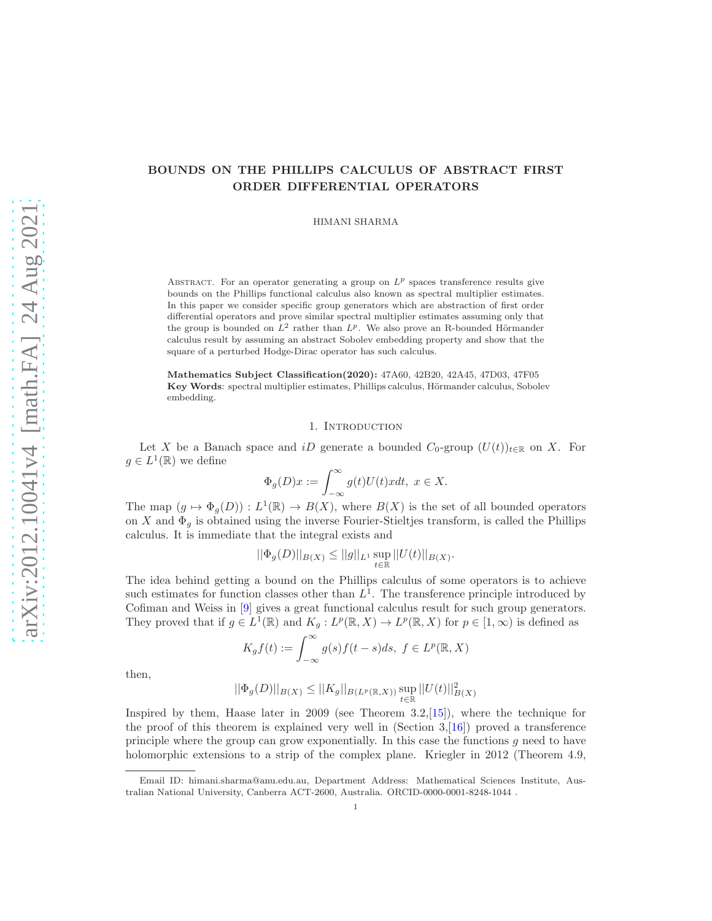# BOUNDS ON THE PHILLIPS CALCULUS OF ABSTRACT FIRST ORDER DIFFERENTIAL OPERATORS

HIMANI SHARMA

Abstract. For an operator generating a group on $L^p$ spaces transference results give bounds on the Phillips functional calculus also known as spectral multiplier estimates. In this paper we consider specific group generators which are abstraction of first order differential operators and prove similar spectral multiplier estimates assuming only that the group is bounded on $L^2$ rather than $L^p$. We also prove an R-bounded Hörmander calculus result by assuming an abstract Sobolev embedding property and show that the square of a perturbed Hodge-Dirac operator has such calculus.

**Mathematics Subject Classification(2020):** 47A60, 42B20, 42A45, 47D03, 47F05
**Key Words**: spectral multiplier estimates, Phillips calculus, Hörmander calculus, Sobolev embedding.

## 1. Introduction

Let $X$ be a Banach space and $iD$ generate a bounded $C_0$-group $(U(t))_{t\in\mathbb{R}}$ on $X$. For $g \in L^1(\mathbb{R})$ we define

$$\Phi_g(D)x := \int_{-\infty}^{\infty} g(t)U(t)x dt, \; x \in X.$$

The map $(g \mapsto \Phi_g(D)) : L^1(\mathbb{R}) \to B(X)$, where $B(X)$ is the set of all bounded operators on $X$ and $\Phi_g$ is obtained using the inverse Fourier-Stieltjes transform, is called the Phillips calculus. It is immediate that the integral exists and

$$||\Phi_g(D)||_{B(X)} \leq ||g||_{L^1} \sup_{t\in\mathbb{R}} ||U(t)||_{B(X)}.$$

The idea behind getting a bound on the Phillips calculus of some operators is to achieve such estimates for function classes other than $L^1$. The transference principle introduced by Cofiman and Weiss in [9] gives a great functional calculus result for such group generators. They proved that if $g \in L^1(\mathbb{R})$ and $K_g : L^p(\mathbb{R}, X) \to L^p(\mathbb{R}, X)$ for $p \in [1, \infty)$ is defined as

$$K_g f(t) := \int_{-\infty}^{\infty} g(s)f(t-s)ds, \; f \in L^p(\mathbb{R}, X)$$

then,

$$||\Phi_g(D)||_{B(X)} \leq ||K_g||_{B(L^p(\mathbb{R},X))} \sup_{t\in\mathbb{R}} ||U(t)||^2_{B(X)}$$

Inspired by them, Haase later in 2009 (see Theorem 3.2,[15]), where the technique for the proof of this theorem is explained very well in (Section 3,[16]) proved a transference principle where the group can grow exponentially. In this case the functions $g$ need to have holomorphic extensions to a strip of the complex plane. Kriegler in 2012 (Theorem 4.9,

Email ID: himani.sharma@anu.edu.au, Department Address: Mathematical Sciences Institute, Australian National University, Canberra ACT-2600, Australia. ORCID-0000-0001-8248-1044 .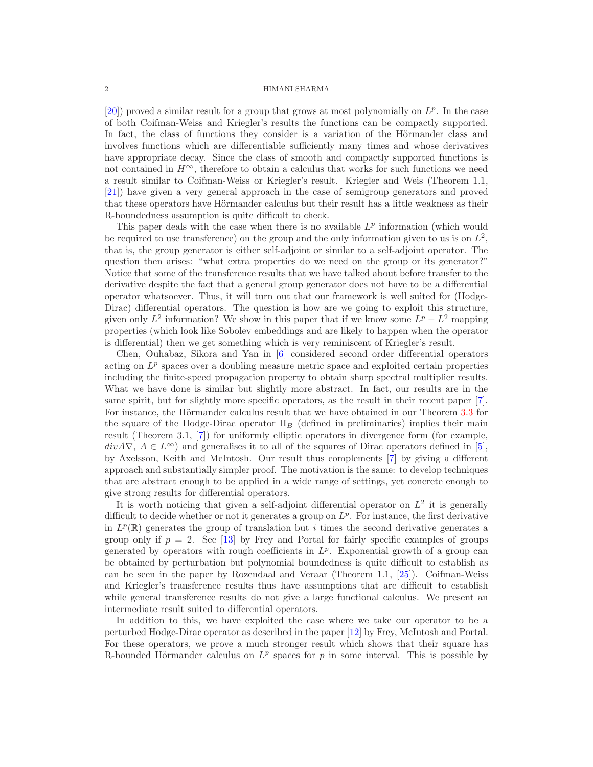[20]) proved a similar result for a group that grows at most polynomially on $L^p$. In the case of both Coifman-Weiss and Kriegler's results the functions can be compactly supported. In fact, the class of functions they consider is a variation of the Hörmander class and involves functions which are differentiable sufficiently many times and whose derivatives have appropriate decay. Since the class of smooth and compactly supported functions is not contained in $H^\infty$, therefore to obtain a calculus that works for such functions we need a result similar to Coifman-Weiss or Kriegler's result. Kriegler and Weis (Theorem 1.1, [21]) have given a very general approach in the case of semigroup generators and proved that these operators have Hörmander calculus but their result has a little weakness as their R-boundedness assumption is quite difficult to check.

This paper deals with the case when there is no available $L^p$ information (which would be required to use transference) on the group and the only information given to us is on $L^2$, that is, the group generator is either self-adjoint or similar to a self-adjoint operator. The question then arises: "what extra properties do we need on the group or its generator?" Notice that some of the transference results that we have talked about before transfer to the derivative despite the fact that a general group generator does not have to be a differential operator whatsoever. Thus, it will turn out that our framework is well suited for (Hodge-Dirac) differential operators. The question is how are we going to exploit this structure, given only $L^2$ information? We show in this paper that if we know some $L^p - L^2$ mapping properties (which look like Sobolev embeddings and are likely to happen when the operator is differential) then we get something which is very reminiscent of Kriegler's result.

Chen, Ouhabaz, Sikora and Yan in [6] considered second order differential operators acting on $L^p$ spaces over a doubling measure metric space and exploited certain properties including the finite-speed propagation property to obtain sharp spectral multiplier results. What we have done is similar but slightly more abstract. In fact, our results are in the same spirit, but for slightly more specific operators, as the result in their recent paper [7]. For instance, the Hörmander calculus result that we have obtained in our Theorem 3.3 for the square of the Hodge-Dirac operator $\Pi_B$ (defined in preliminaries) implies their main result (Theorem 3.1, [7]) for uniformly elliptic operators in divergence form (for example, $divA\nabla$, $A \in L^\infty$) and generalises it to all of the squares of Dirac operators defined in [5], by Axelsson, Keith and McIntosh. Our result thus complements [7] by giving a different approach and substantially simpler proof. The motivation is the same: to develop techniques that are abstract enough to be applied in a wide range of settings, yet concrete enough to give strong results for differential operators.

It is worth noticing that given a self-adjoint differential operator on $L^2$ it is generally difficult to decide whether or not it generates a group on $L^p$. For instance, the first derivative in $L^p(\mathbb{R})$ generates the group of translation but $i$ times the second derivative generates a group only if $p = 2$. See [13] by Frey and Portal for fairly specific examples of groups generated by operators with rough coefficients in $L^p$. Exponential growth of a group can be obtained by perturbation but polynomial boundedness is quite difficult to establish as can be seen in the paper by Rozendaal and Veraar (Theorem 1.1, [25]). Coifman-Weiss and Kriegler's transference results thus have assumptions that are difficult to establish while general transference results do not give a large functional calculus. We present an intermediate result suited to differential operators.

In addition to this, we have exploited the case where we take our operator to be a perturbed Hodge-Dirac operator as described in the paper [12] by Frey, McIntosh and Portal. For these operators, we prove a much stronger result which shows that their square has R-bounded Hörmander calculus on $L^p$ spaces for $p$ in some interval. This is possible by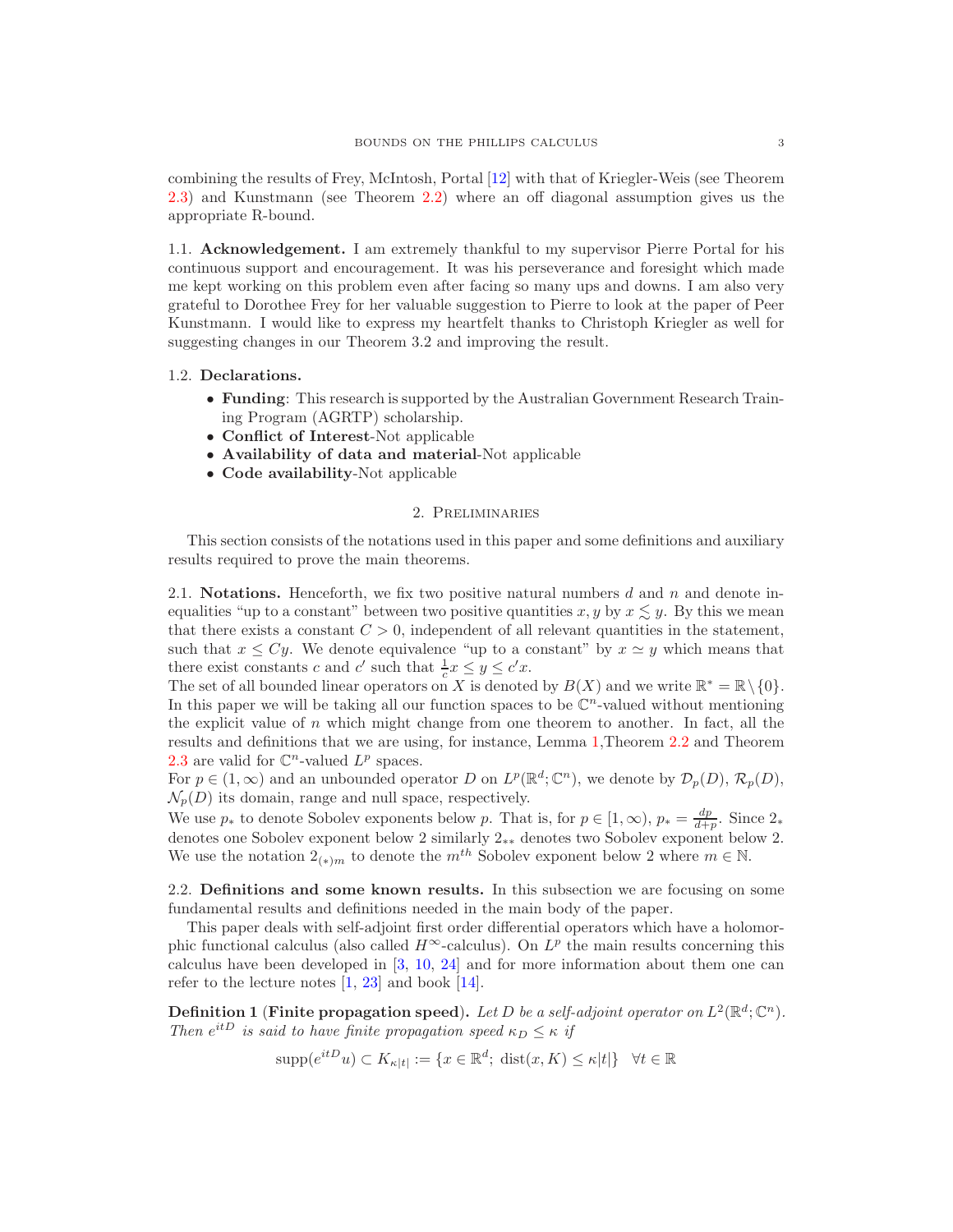combining the results of Frey, McIntosh, Portal [12] with that of Kriegler-Weis (see Theorem 2.3) and Kunstmann (see Theorem 2.2) where an off diagonal assumption gives us the appropriate R-bound.

### 1.1. Acknowledgement.

I am extremely thankful to my supervisor Pierre Portal for his continuous support and encouragement. It was his perseverance and foresight which made me kept working on this problem even after facing so many ups and downs. I am also very grateful to Dorothee Frey for her valuable suggestion to Pierre to look at the paper of Peer Kunstmann. I would like to express my heartfelt thanks to Christoph Kriegler as well for suggesting changes in our Theorem 3.2 and improving the result.

### 1.2. Declarations.

- **Funding**: This research is supported by the Australian Government Research Training Program (AGRTP) scholarship.
- **Conflict of Interest**-Not applicable
- **Availability of data and material**-Not applicable
- **Code availability**-Not applicable

## 2. Preliminaries

This section consists of the notations used in this paper and some definitions and auxiliary results required to prove the main theorems.

### 2.1. Notations.

Henceforth, we fix two positive natural numbers $d$ and $n$ and denote inequalities "up to a constant" between two positive quantities $x, y$ by $x \lesssim y$. By this we mean that there exists a constant $C > 0$, independent of all relevant quantities in the statement, such that $x \leq Cy$. We denote equivalence "up to a constant" by $x \simeq y$ which means that there exist constants $c$ and $c'$ such that $\frac{1}{c}x \leq y \leq c'x$.
The set of all bounded linear operators on $X$ is denoted by $B(X)$ and we write $\mathbb{R}^* = \mathbb{R}\setminus\{0\}$. In this paper we will be taking all our function spaces to be $\mathbb{C}^n$-valued without mentioning the explicit value of $n$ which might change from one theorem to another. In fact, all the results and definitions that we are using, for instance, Lemma 1,Theorem 2.2 and Theorem 2.3 are valid for $\mathbb{C}^n$-valued $L^p$ spaces.
For $p \in (1, \infty)$ and an unbounded operator $D$ on $L^p(\mathbb{R}^d; \mathbb{C}^n)$, we denote by $\mathcal{D}_p(D)$, $\mathcal{R}_p(D)$, $\mathcal{N}_p(D)$ its domain, range and null space, respectively.
We use $p_*$ to denote Sobolev exponents below $p$. That is, for $p \in [1, \infty)$, $p_* = \frac{dp}{d+p}$. Since $2_*$ denotes one Sobolev exponent below 2 similarly $2_{**}$ denotes two Sobolev exponent below 2. We use the notation $2_{(*)m}$ to denote the $m^{th}$ Sobolev exponent below 2 where $m \in \mathbb{N}$.

### 2.2. Definitions and some known results.

In this subsection we are focusing on some fundamental results and definitions needed in the main body of the paper.

This paper deals with self-adjoint first order differential operators which have a holomorphic functional calculus (also called $H^\infty$-calculus). On $L^p$ the main results concerning this calculus have been developed in [3, 10, 24] and for more information about them one can refer to the lecture notes [1, 23] and book [14].

**Definition 1** (**Finite propagation speed**). *Let $D$ be a self-adjoint operator on $L^2(\mathbb{R}^d; \mathbb{C}^n)$. Then $e^{itD}$ is said to have finite propagation speed $\kappa_D \leq \kappa$ if*

$$\operatorname{supp}(e^{itD}u) \subset K_{\kappa|t|} := \{x \in \mathbb{R}^d;\ \operatorname{dist}(x, K) \leq \kappa|t|\} \quad \forall t \in \mathbb{R}$$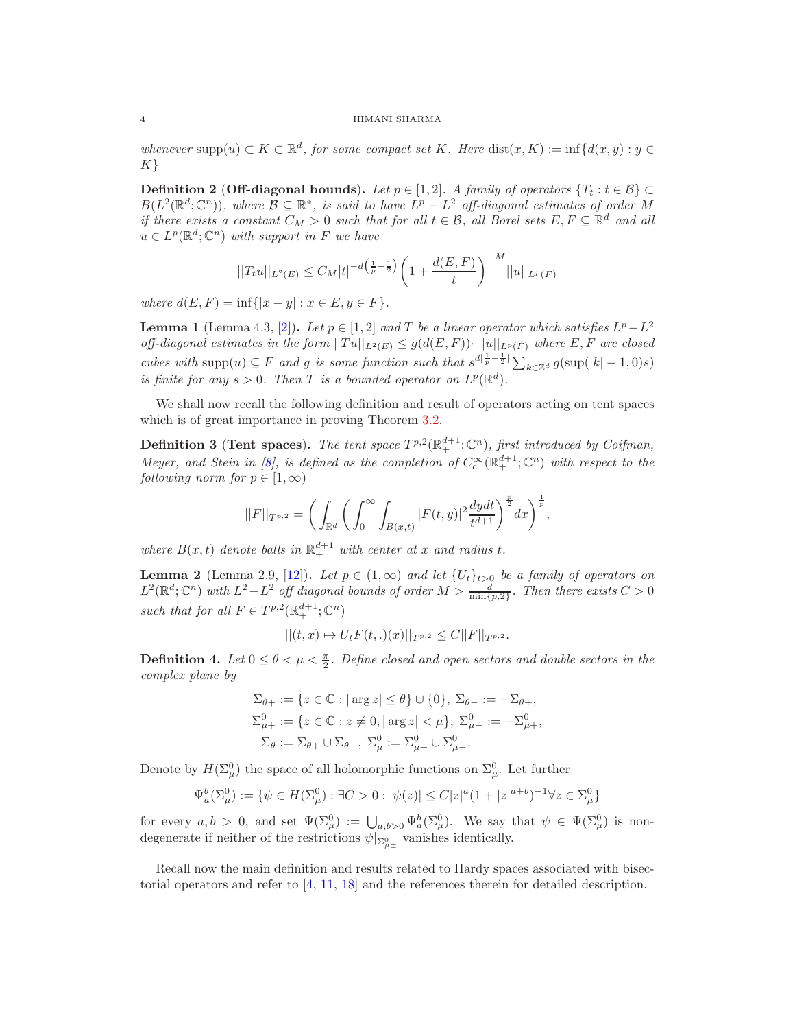*whenever* $\operatorname{supp}(u) \subset K \subset \mathbb{R}^d$*, for some compact set* $K$*. Here* $\operatorname{dist}(x, K) := \inf\{d(x,y) : y \in K\}$

**Definition 2** (**Off-diagonal bounds**)**.** *Let* $p \in [1, 2]$*. A family of operators* $\{T_t : t \in \mathcal{B}\} \subset B(L^2(\mathbb{R}^d;\mathbb{C}^n))$*, where* $\mathcal{B} \subseteq \mathbb{R}^*$*, is said to have* $L^p - L^2$ *off-diagonal estimates of order* $M$ *if there exists a constant* $C_M > 0$ *such that for all* $t \in \mathcal{B}$*, all Borel sets* $E, F \subseteq \mathbb{R}^d$ *and all* $u \in L^p(\mathbb{R}^d;\mathbb{C}^n)$ *with support in* $F$ *we have*

$$||T_t u||_{L^2(E)} \leq C_M |t|^{-d\left(\frac{1}{p}-\frac{1}{2}\right)} \left(1 + \frac{d(E,F)}{t}\right)^{-M} ||u||_{L^p(F)}$$

*where* $d(E, F) = \inf\{|x - y| : x \in E, y \in F\}$*.*

**Lemma 1** (Lemma 4.3, [2])**.** *Let* $p \in [1, 2]$ *and* $T$ *be a linear operator which satisfies* $L^p - L^2$ *off-diagonal estimates in the form* $||Tu||_{L^2(E)} \leq g(d(E,F)) \cdot ||u||_{L^p(F)}$ *where* $E, F$ *are closed cubes with* $\operatorname{supp}(u) \subseteq F$ *and* $g$ *is some function such that* $s^{d|\frac{1}{p}-\frac{1}{2}|} \sum_{k\in\mathbb{Z}^d} g(\sup(|k| - 1, 0)s)$ *is finite for any* $s > 0$*. Then* $T$ *is a bounded operator on* $L^p(\mathbb{R}^d)$*.*

We shall now recall the following definition and result of operators acting on tent spaces which is of great importance in proving Theorem 3.2.

**Definition 3** (**Tent spaces**)**.** *The tent space* $T^{p,2}(\mathbb{R}^{d+1}_+;\mathbb{C}^n)$*, first introduced by Coifman, Meyer, and Stein in [8], is defined as the completion of* $C^\infty_c(\mathbb{R}^{d+1}_+;\mathbb{C}^n)$ *with respect to the following norm for* $p \in [1, \infty)$

$$||F||_{T^{p,2}} = \left( \int_{\mathbb{R}^d} \left( \int_0^\infty \int_{B(x,t)} |F(t, y)|^2 \frac{dydt}{t^{d+1}} \right)^{\frac{p}{2}} dx \right)^{\frac{1}{p}},$$

*where* $B(x, t)$ *denote balls in* $\mathbb{R}^{d+1}_+$ *with center at* $x$ *and radius* $t$*.*

**Lemma 2** (Lemma 2.9, [12])**.** *Let* $p \in (1, \infty)$ *and let* $\{U_t\}_{t>0}$ *be a family of operators on* $L^2(\mathbb{R}^d;\mathbb{C}^n)$ *with* $L^2 - L^2$ *off diagonal bounds of order* $M > \frac{d}{\min\{p,2\}}$*. Then there exists* $C > 0$ *such that for all* $F \in T^{p,2}(\mathbb{R}^{d+1}_+;\mathbb{C}^n)$

$$||(t, x) \mapsto U_t F(t, .)(x)||_{T^{p,2}} \leq C||F||_{T^{p,2}}.$$

**Definition 4.** *Let* $0 \leq \theta < \mu < \frac{\pi}{2}$*. Define closed and open sectors and double sectors in the complex plane by*

$$\begin{aligned}
\Sigma_{\theta+} &:= \{z \in \mathbb{C} : |\arg z| \leq \theta\} \cup \{0\},\ \Sigma_{\theta-} := -\Sigma_{\theta+},\\
\Sigma^0_{\mu+} &:= \{z \in \mathbb{C} : z \neq 0, |\arg z| < \mu\},\ \Sigma^0_{\mu-} := -\Sigma^0_{\mu+},\\
\Sigma_\theta &:= \Sigma_{\theta+} \cup \Sigma_{\theta-},\ \Sigma^0_\mu := \Sigma^0_{\mu+} \cup \Sigma^0_{\mu-}.
\end{aligned}$$

Denote by $H(\Sigma^0_\mu)$ the space of all holomorphic functions on $\Sigma^0_\mu$. Let further

$$\Psi^b_a(\Sigma^0_\mu) := \{\psi \in H(\Sigma^0_\mu) : \exists C > 0 : |\psi(z)| \leq C|z|^a(1 + |z|^{a+b})^{-1} \forall z \in \Sigma^0_\mu\}$$

for every $a, b > 0$, and set $\Psi(\Sigma^0_\mu) := \bigcup_{a,b>0} \Psi^b_a(\Sigma^0_\mu)$. We say that $\psi \in \Psi(\Sigma^0_\mu)$ is non-degenerate if neither of the restrictions $\psi|_{\Sigma^0_{\mu\pm}}$ vanishes identically.

Recall now the main definition and results related to Hardy spaces associated with bisectorial operators and refer to [4, 11, 18] and the references therein for detailed description.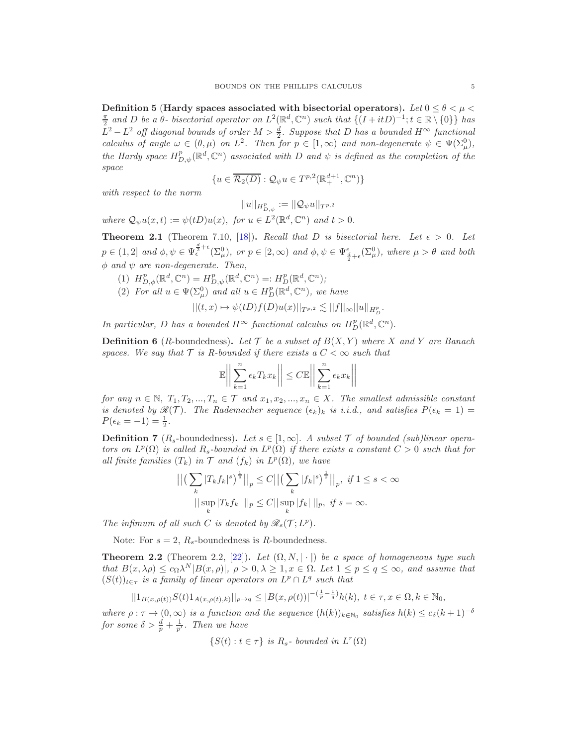**Definition 5** (**Hardy spaces associated with bisectorial operators**)**.** *Let $0 \leq \theta < \mu < \frac{\pi}{2}$ and $D$ be a $\theta$- bisectorial operator on $L^2(\mathbb{R}^d, \mathbb{C}^n)$ such that $\{(I + itD)^{-1}; t \in \mathbb{R} \setminus \{0\}\}$ has $L^2 - L^2$ off diagonal bounds of order $M > \frac{d}{2}$. Suppose that $D$ has a bounded $H^\infty$ functional calculus of angle $\omega \in (\theta, \mu)$ on $L^2$. Then for $p \in [1, \infty)$ and non-degenerate $\psi \in \Psi(\Sigma_\mu^0)$, the Hardy space $H^p_{D,\psi}(\mathbb{R}^d, \mathbb{C}^n)$ associated with $D$ and $\psi$ is defined as the completion of the space*

$$\{u \in \overline{\mathcal{R}_2(D)} : \mathcal{Q}_\psi u \in T^{p,2}(\mathbb{R}^{d+1}_+, \mathbb{C}^n)\}$$

*with respect to the norm*

$$||u||_{H^p_{D,\psi}} := ||\mathcal{Q}_\psi u||_{T^{p,2}}$$

*where $\mathcal{Q}_\psi u(x,t) := \psi(tD)u(x)$, for $u \in L^2(\mathbb{R}^d, \mathbb{C}^n)$ and $t > 0$.*

**Theorem 2.1** (Theorem 7.10, [18])**.** *Recall that $D$ is bisectorial here. Let $\epsilon > 0$. Let $p \in (1, 2]$ and $\phi, \psi \in \Psi_\epsilon^{\frac{d}{2}+\epsilon}(\Sigma_\mu^0)$, or $p \in [2, \infty)$ and $\phi, \psi \in \Psi^\epsilon_{\frac{d}{2}+\epsilon}(\Sigma_\mu^0)$, where $\mu > \theta$ and both $\phi$ and $\psi$ are non-degenerate. Then,*

1. *$H^p_{D,\phi}(\mathbb{R}^d, \mathbb{C}^n) = H^p_{D,\psi}(\mathbb{R}^d, \mathbb{C}^n) =: H^p_D(\mathbb{R}^d, \mathbb{C}^n)$;*
2. *For all $u \in \Psi(\Sigma_\mu^0)$ and all $u \in H^p_D(\mathbb{R}^d, \mathbb{C}^n)$, we have*
$$||(t,x) \mapsto \psi(tD)f(D)u(x)||_{T^{p,2}} \lesssim ||f||_\infty ||u||_{H^p_D}.$$

*In particular, $D$ has a bounded $H^\infty$ functional calculus on $H^p_D(\mathbb{R}^d, \mathbb{C}^n)$.*

**Definition 6** ($R$-boundedness)**.** *Let $\mathcal{T}$ be a subset of $B(X,Y)$ where $X$ and $Y$ are Banach spaces. We say that $\mathcal{T}$ is $R$-bounded if there exists a $C < \infty$ such that*

$$\mathbb{E}\Big|\Big| \sum_{k=1}^n \epsilon_k T_k x_k \Big|\Big| \leq C \mathbb{E}\Big|\Big| \sum_{k=1}^n \epsilon_k x_k \Big|\Big|$$

*for any $n \in \mathbb{N}$, $T_1, T_2, ..., T_n \in \mathcal{T}$ and $x_1, x_2, ..., x_n \in X$. The smallest admissible constant is denoted by $\mathscr{R}(\mathcal{T})$. The Rademacher sequence $(\epsilon_k)_k$ is i.i.d., and satisfies $P(\epsilon_k = 1) = P(\epsilon_k = -1) = \frac{1}{2}$.*

**Definition 7** ($R_s$-boundedness)**.** *Let $s \in [1, \infty]$. A subset $\mathcal{T}$ of bounded (sub)linear operators on $L^p(\Omega)$ is called $R_s$-bounded in $L^p(\Omega)$ if there exists a constant $C > 0$ such that for all finite families $(T_k)$ in $\mathcal{T}$ and $(f_k)$ in $L^p(\Omega)$, we have*

$$\big|\big|\big(\sum_k |T_k f_k|^s\big)^{\frac{1}{s}}\big|\big|_p \leq C \big|\big|\big(\sum_k |f_k|^s\big)^{\frac{1}{s}}\big|\big|_p, \text{ if } 1 \leq s < \infty$$

$$||\sup_k |T_k f_k| \; ||_p \leq C || \sup_k |f_k| \; ||_p, \text{ if } s = \infty.$$

*The infimum of all such $C$ is denoted by $\mathscr{R}_s(\mathcal{T}; L^p)$.*

Note: For $s = 2$, $R_s$-boundedness is $R$-boundedness.

**Theorem 2.2** (Theorem 2.2, [22])**.** *Let $(\Omega, N, |\cdot|)$ be a space of homogeneous type such that $B(x, \lambda\rho) \leq c_\Omega \lambda^N |B(x,\rho)|$, $\rho > 0, \lambda \geq 1, x \in \Omega$. Let $1 \leq p \leq q \leq \infty$, and assume that $(S(t))_{t \in \tau}$ is a family of linear operators on $L^p \cap L^q$ such that*

$$||1_{B(x,\rho(t))} S(t) 1_{A(x,\rho(t),k)}||_{p \to q} \leq |B(x, \rho(t))|^{-(\frac{1}{p} - \frac{1}{q})} h(k), \; t \in \tau, x \in \Omega, k \in \mathbb{N}_0,$$

*where $\rho : \tau \to (0, \infty)$ is a function and the sequence $(h(k))_{k \in \mathbb{N}_0}$ satisfies $h(k) \leq c_\delta (k+1)^{-\delta}$ for some $\delta > \frac{d}{p} + \frac{1}{p'}$. Then we have*

$$\{S(t) : t \in \tau\} \text{ is } R_s\text{- bounded in } L^r(\Omega)$$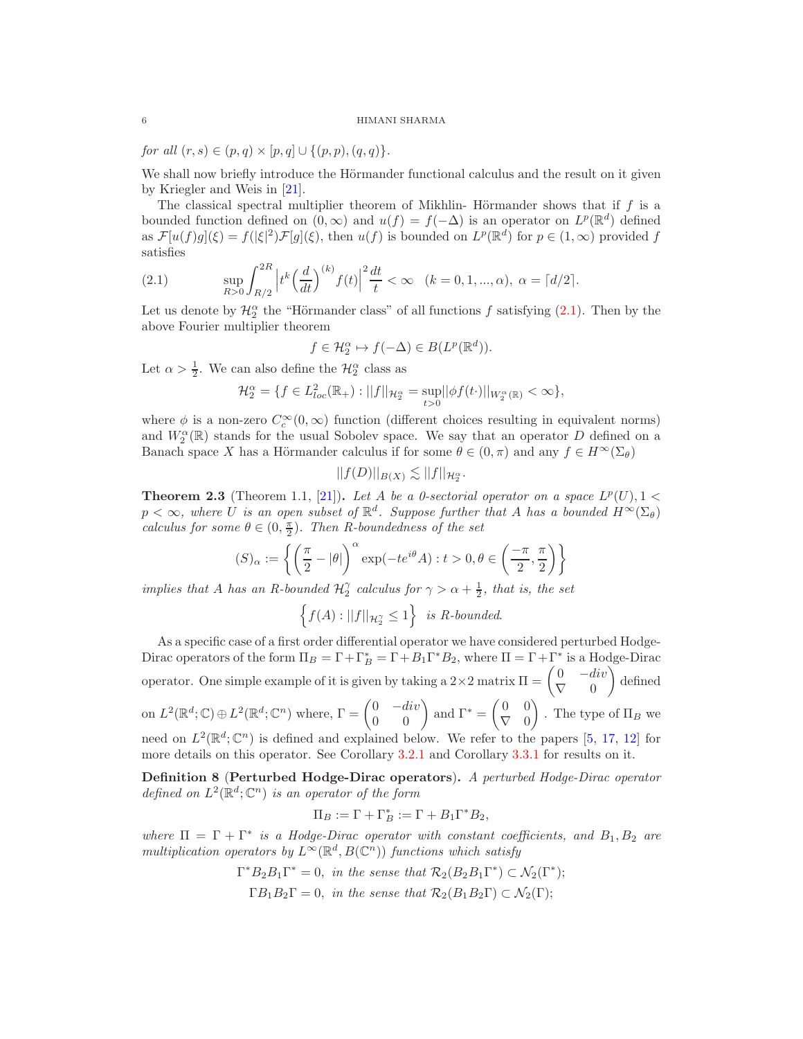*for all* $(r, s) \in (p, q) \times [p, q] \cup \{(p, p), (q, q)\}$.

We shall now briefly introduce the Hörmander functional calculus and the result on it given by Kriegler and Weis in [21].

The classical spectral multiplier theorem of Mikhlin- Hörmander shows that if $f$ is a bounded function defined on $(0, \infty)$ and $u(f) = f(-\Delta)$ is an operator on $L^p(\mathbb{R}^d)$ defined as $\mathcal{F}[u(f)g](\xi) = f(|\xi|^2)\mathcal{F}[g](\xi)$, then $u(f)$ is bounded on $L^p(\mathbb{R}^d)$ for $p \in (1, \infty)$ provided $f$ satisfies

$$\sup_{R>0} \int_{R/2}^{2R} \left| t^k \left(\frac{d}{dt}\right)^{(k)} f(t) \right|^2 \frac{dt}{t} < \infty \quad (k = 0, 1, ..., \alpha),\ \alpha = \lceil d/2 \rceil. \tag{2.1}$$

Let us denote by $\mathcal{H}_2^\alpha$ the "Hörmander class" of all functions $f$ satisfying (2.1). Then by the above Fourier multiplier theorem

$$f \in \mathcal{H}_2^\alpha \mapsto f(-\Delta) \in B(L^p(\mathbb{R}^d)).$$

Let $\alpha > \frac{1}{2}$. We can also define the $\mathcal{H}_2^\alpha$ class as

$$\mathcal{H}_2^\alpha = \{f \in L^2_{loc}(\mathbb{R}_+) : ||f||_{\mathcal{H}_2^\alpha} = \sup_{t>0} ||\phi f(t\cdot)||_{W_2^\alpha(\mathbb{R})} < \infty\},$$

where $\phi$ is a non-zero $C_c^\infty(0, \infty)$ function (different choices resulting in equivalent norms) and $W_2^\alpha(\mathbb{R})$ stands for the usual Sobolev space. We say that an operator $D$ defined on a Banach space $X$ has a Hörmander calculus if for some $\theta \in (0, \pi)$ and any $f \in H^\infty(\Sigma_\theta)$

$$||f(D)||_{B(X)} \lesssim ||f||_{\mathcal{H}_2^\alpha}.$$

**Theorem 2.3** (Theorem 1.1, [21])**.** *Let $A$ be a 0-sectorial operator on a space $L^p(U), 1 < p < \infty$, where $U$ is an open subset of $\mathbb{R}^d$. Suppose further that $A$ has a bounded $H^\infty(\Sigma_\theta)$ calculus for some $\theta \in (0, \frac{\pi}{2})$. Then R-boundedness of the set*

$$(S)_\alpha := \left\{ \left(\frac{\pi}{2} - |\theta|\right)^\alpha \exp(-te^{i\theta}A) : t > 0, \theta \in \left(\frac{-\pi}{2}, \frac{\pi}{2}\right) \right\}$$

*implies that $A$ has an R-bounded $\mathcal{H}_2^\gamma$ calculus for $\gamma > \alpha + \frac{1}{2}$, that is, the set*

$$\left\{ f(A) : ||f||_{\mathcal{H}_2^\gamma} \leq 1 \right\} \text{ is R-bounded.}$$

As a specific case of a first order differential operator we have considered perturbed Hodge-Dirac operators of the form $\Pi_B = \Gamma + \Gamma_B^* = \Gamma + B_1\Gamma^* B_2$, where $\Pi = \Gamma + \Gamma^*$ is a Hodge-Dirac operator. One simple example of it is given by taking a $2 \times 2$ matrix $\Pi = \begin{pmatrix} 0 & -div \\ \nabla & 0 \end{pmatrix}$ defined on $L^2(\mathbb{R}^d; \mathbb{C}) \oplus L^2(\mathbb{R}^d; \mathbb{C}^n)$ where, $\Gamma = \begin{pmatrix} 0 & -div \\ 0 & 0 \end{pmatrix}$ and $\Gamma^* = \begin{pmatrix} 0 & 0 \\ \nabla & 0 \end{pmatrix}$. The type of $\Pi_B$ we need on $L^2(\mathbb{R}^d; \mathbb{C}^n)$ is defined and explained below. We refer to the papers [5, 17, 12] for more details on this operator. See Corollary 3.2.1 and Corollary 3.3.1 for results on it.

**Definition 8** (**Perturbed Hodge-Dirac operators**)**.** *A perturbed Hodge-Dirac operator defined on $L^2(\mathbb{R}^d; \mathbb{C}^n)$ is an operator of the form*

$$\Pi_B := \Gamma + \Gamma_B^* := \Gamma + B_1\Gamma^* B_2,$$

*where $\Pi = \Gamma + \Gamma^*$ is a Hodge-Dirac operator with constant coefficients, and $B_1, B_2$ are multiplication operators by $L^\infty(\mathbb{R}^d, B(\mathbb{C}^n))$ functions which satisfy*

$$\Gamma^* B_2 B_1 \Gamma^* = 0, \text{ in the sense that } \mathcal{R}_2(B_2 B_1 \Gamma^*) \subset \mathcal{N}_2(\Gamma^*);$$
$$\Gamma B_1 B_2 \Gamma = 0, \text{ in the sense that } \mathcal{R}_2(B_1 B_2 \Gamma) \subset \mathcal{N}_2(\Gamma);$$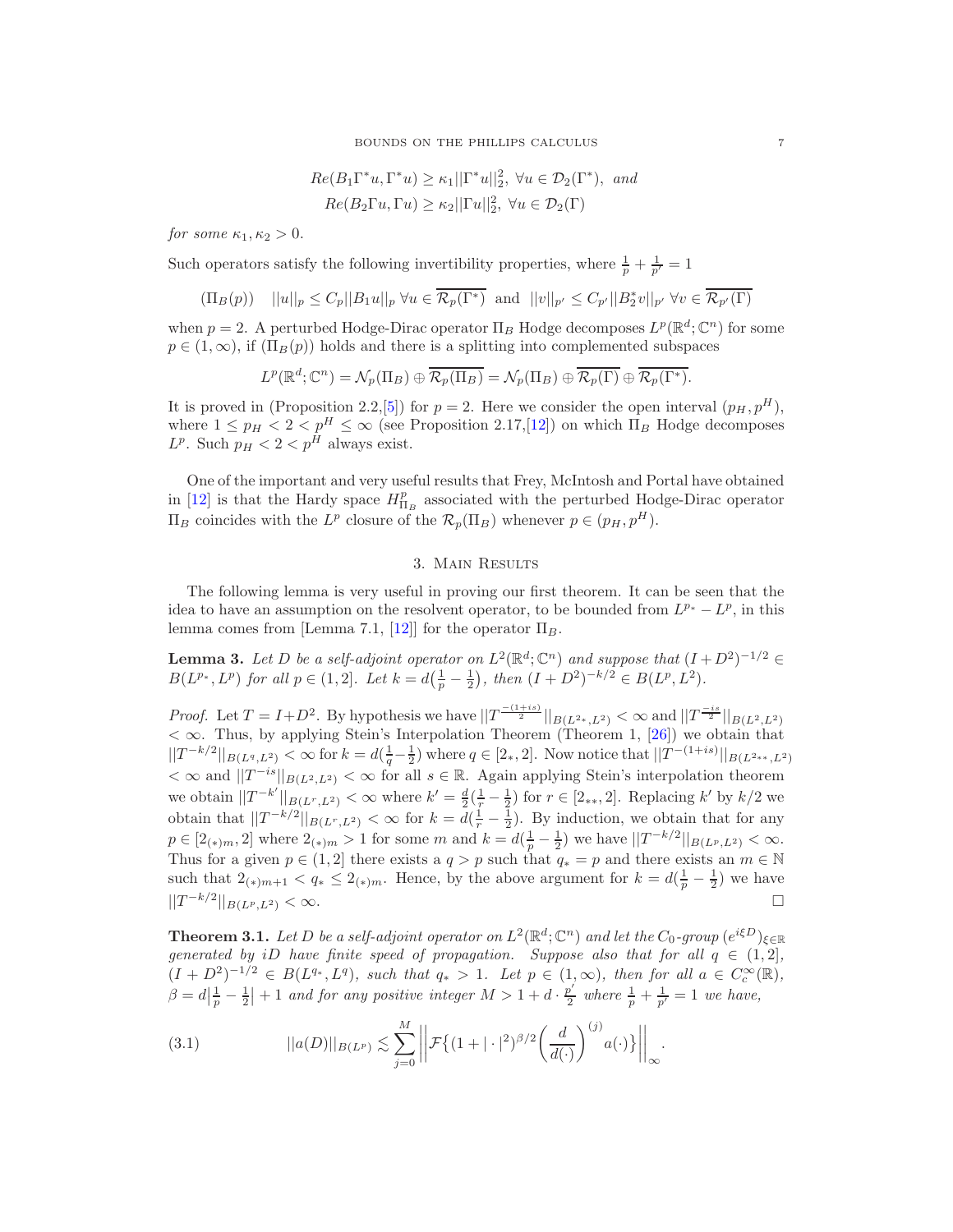$$Re(B_1\Gamma^* u, \Gamma^* u) \geq \kappa_1 ||\Gamma^* u||_2^2, \ \forall u \in \mathcal{D}_2(\Gamma^*), \ \textit{and}$$
$$Re(B_2\Gamma u, \Gamma u) \geq \kappa_2 ||\Gamma u||_2^2, \ \forall u \in \mathcal{D}_2(\Gamma)$$

*for some* $\kappa_1, \kappa_2 > 0$.

Such operators satisfy the following invertibility properties, where $\frac{1}{p} + \frac{1}{p'} = 1$

$$(\Pi_B(p)) \quad ||u||_p \leq C_p ||B_1 u||_p \ \forall u \in \overline{\mathcal{R}_p(\Gamma^*)} \ \text{ and } \ ||v||_{p'} \leq C_{p'} ||B_2^* v||_{p'} \ \forall v \in \overline{\mathcal{R}_{p'}(\Gamma)}$$

when $p = 2$. A perturbed Hodge-Dirac operator $\Pi_B$ Hodge decomposes $L^p(\mathbb{R}^d; \mathbb{C}^n)$ for some $p \in (1, \infty)$, if $(\Pi_B(p))$ holds and there is a splitting into complemented subspaces

$$L^p(\mathbb{R}^d; \mathbb{C}^n) = \mathcal{N}_p(\Pi_B) \oplus \overline{\mathcal{R}_p(\Pi_B)} = \mathcal{N}_p(\Pi_B) \oplus \overline{\mathcal{R}_p(\Gamma)} \oplus \overline{\mathcal{R}_p(\Gamma^*)}.$$

It is proved in (Proposition 2.2,[5]) for $p = 2$. Here we consider the open interval $(p_H, p^H)$, where $1 \leq p_H < 2 < p^H \leq \infty$ (see Proposition 2.17,[12]) on which $\Pi_B$ Hodge decomposes $L^p$. Such $p_H < 2 < p^H$ always exist.

One of the important and very useful results that Frey, McIntosh and Portal have obtained in [12] is that the Hardy space $H^p_{\Pi_B}$ associated with the perturbed Hodge-Dirac operator $\Pi_B$ coincides with the $L^p$ closure of the $\mathcal{R}_p(\Pi_B)$ whenever $p \in (p_H, p^H)$.

## 3. Main Results

The following lemma is very useful in proving our first theorem. It can be seen that the idea to have an assumption on the resolvent operator, to be bounded from $L^{p_*} - L^p$, in this lemma comes from [Lemma 7.1, [12]] for the operator $\Pi_B$.

**Lemma 3.** *Let $D$ be a self-adjoint operator on $L^2(\mathbb{R}^d; \mathbb{C}^n)$ and suppose that $(I + D^2)^{-1/2} \in B(L^{p_*}, L^p)$ for all $p \in (1, 2]$. Let $k = d\big(\frac{1}{p} - \frac{1}{2}\big)$, then $(I + D^2)^{-k/2} \in B(L^p, L^2)$.*

*Proof.* Let $T = I + D^2$. By hypothesis we have $||T^{\frac{-(1+is)}{2}}||_{B(L^{2_*}, L^2)} < \infty$ and $||T^{\frac{-is}{2}}||_{B(L^2, L^2)} < \infty$. Thus, by applying Stein's Interpolation Theorem (Theorem 1, [26]) we obtain that $||T^{-k/2}||_{B(L^q, L^2)} < \infty$ for $k = d(\frac{1}{q} - \frac{1}{2})$ where $q \in [2_*, 2]$. Now notice that $||T^{-(1+is)}||_{B(L^{2_{**}}, L^2)} < \infty$ and $||T^{-is}||_{B(L^2, L^2)} < \infty$ for all $s \in \mathbb{R}$. Again applying Stein's interpolation theorem we obtain $||T^{-k'}||_{B(L^r, L^2)} < \infty$ where $k' = \frac{d}{2}(\frac{1}{r} - \frac{1}{2})$ for $r \in [2_{**}, 2]$. Replacing $k'$ by $k/2$ we obtain that $||T^{-k/2}||_{B(L^r, L^2)} < \infty$ for $k = d(\frac{1}{r} - \frac{1}{2})$. By induction, we obtain that for any $p \in [2_{(*)m}, 2]$ where $2_{(*)m} > 1$ for some $m$ and $k = d(\frac{1}{p} - \frac{1}{2})$ we have $||T^{-k/2}||_{B(L^p, L^2)} < \infty$. Thus for a given $p \in (1, 2]$ there exists a $q > p$ such that $q_* = p$ and there exists an $m \in \mathbb{N}$ such that $2_{(*)m+1} < q_* \leq 2_{(*)m}$. Hence, by the above argument for $k = d(\frac{1}{p} - \frac{1}{2})$ we have $||T^{-k/2}||_{B(L^p, L^2)} < \infty$. $\square$

**Theorem 3.1.** *Let $D$ be a self-adjoint operator on $L^2(\mathbb{R}^d; \mathbb{C}^n)$ and let the $C_0$-group $(e^{i\xi D})_{\xi \in \mathbb{R}}$ generated by $iD$ have finite speed of propagation. Suppose also that for all $q \in (1, 2]$, $(I + D^2)^{-1/2} \in B(L^{q_*}, L^q)$, such that $q_* > 1$. Let $p \in (1, \infty)$, then for all $a \in C_c^\infty(\mathbb{R})$, $\beta = d\big|\frac{1}{p} - \frac{1}{2}\big| + 1$ and for any positive integer $M > 1 + d \cdot \frac{p'}{2}$ where $\frac{1}{p} + \frac{1}{p'} = 1$ we have,*

$$||a(D)||_{B(L^p)} \lesssim \sum_{j=0}^{M} \left|\left| \mathcal{F}\big\{(1 + |\cdot|^2)^{\beta/2} \left(\frac{d}{d(\cdot)}\right)^{(j)} a(\cdot)\big\} \right|\right|_\infty . \tag{3.1}$$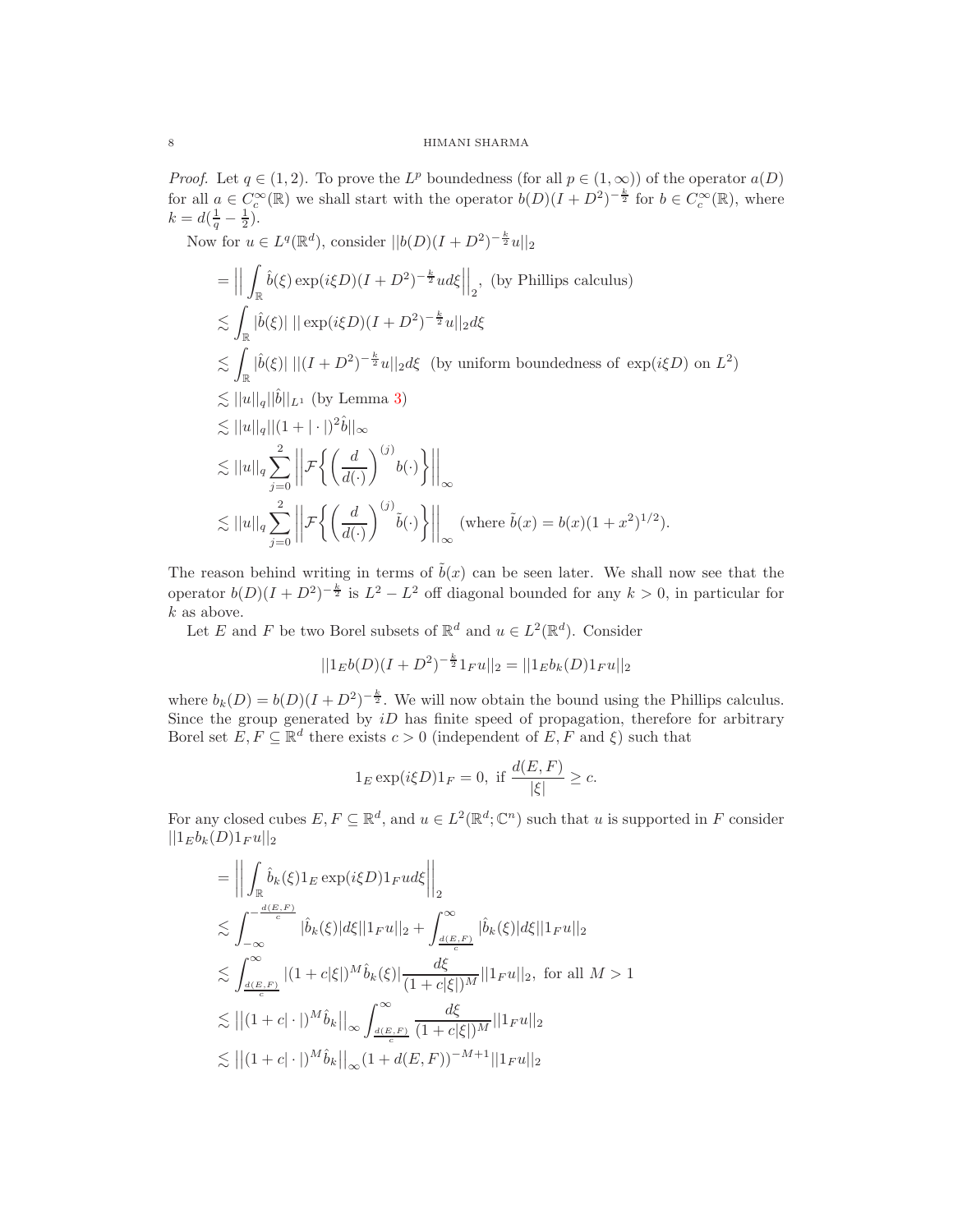*Proof.* Let $q \in (1,2)$. To prove the $L^p$ boundedness (for all $p \in (1,\infty)$) of the operator $a(D)$ for all $a \in C_c^\infty(\mathbb{R})$ we shall start with the operator $b(D)(I+D^2)^{-\frac{k}{2}}$ for $b \in C_c^\infty(\mathbb{R})$, where $k = d(\frac{1}{q} - \frac{1}{2})$.

Now for $u \in L^q(\mathbb{R}^d)$, consider $||b(D)(I+D^2)^{-\frac{k}{2}}u||_2$

$$
\begin{aligned}
&= \Big|\Big| \int_{\mathbb{R}} \hat{b}(\xi) \exp(i\xi D)(I+D^2)^{-\frac{k}{2}} u d\xi \Big|\Big|_2, \text{ (by Phillips calculus)} \\
&\lesssim \int_{\mathbb{R}} |\hat{b}(\xi)| \, || \exp(i\xi D)(I+D^2)^{-\frac{k}{2}} u||_2 d\xi \\
&\lesssim \int_{\mathbb{R}} |\hat{b}(\xi)| \, ||(I+D^2)^{-\frac{k}{2}} u||_2 d\xi \ \text{ (by uniform boundedness of } \exp(i\xi D) \text{ on } L^2) \\
&\lesssim ||u||_q ||\hat{b}||_{L^1} \text{ (by Lemma 3)} \\
&\lesssim ||u||_q ||(1+|\cdot|)^2 \hat{b}||_\infty \\
&\lesssim ||u||_q \sum_{j=0}^{2} \Big|\Big| \mathcal{F}\Big\{ \Big(\frac{d}{d(\cdot)}\Big)^{(j)} b(\cdot) \Big\} \Big|\Big|_\infty \\
&\lesssim ||u||_q \sum_{j=0}^{2} \Big|\Big| \mathcal{F}\Big\{ \Big(\frac{d}{d(\cdot)}\Big)^{(j)} \tilde{b}(\cdot) \Big\} \Big|\Big|_\infty \text{ (where } \tilde{b}(x) = b(x)(1+x^2)^{1/2}).
\end{aligned}
$$

The reason behind writing in terms of $\tilde{b}(x)$ can be seen later. We shall now see that the operator $b(D)(I+D^2)^{-\frac{k}{2}}$ is $L^2 - L^2$ off diagonal bounded for any $k > 0$, in particular for $k$ as above.

Let $E$ and $F$ be two Borel subsets of $\mathbb{R}^d$ and $u \in L^2(\mathbb{R}^d)$. Consider

$$||1_E b(D)(I+D^2)^{-\frac{k}{2}} 1_F u||_2 = ||1_E b_k(D) 1_F u||_2$$

where $b_k(D) = b(D)(I+D^2)^{-\frac{k}{2}}$. We will now obtain the bound using the Phillips calculus. Since the group generated by $iD$ has finite speed of propagation, therefore for arbitrary Borel set $E, F \subseteq \mathbb{R}^d$ there exists $c > 0$ (independent of $E, F$ and $\xi$) such that

$$1_E \exp(i\xi D) 1_F = 0, \text{ if } \frac{d(E,F)}{|\xi|} \geq c.$$

For any closed cubes $E, F \subseteq \mathbb{R}^d$, and $u \in L^2(\mathbb{R}^d;\mathbb{C}^n)$ such that $u$ is supported in $F$ consider $||1_E b_k(D) 1_F u||_2$

$$
\begin{aligned}
&= \Big|\Big| \int_{\mathbb{R}} \hat{b}_k(\xi) 1_E \exp(i\xi D) 1_F u d\xi \Big|\Big|_2 \\
&\lesssim \int_{-\infty}^{-\frac{d(E,F)}{c}} |\hat{b}_k(\xi)| d\xi ||1_F u||_2 + \int_{\frac{d(E,F)}{c}}^{\infty} |\hat{b}_k(\xi)| d\xi ||1_F u||_2 \\
&\lesssim \int_{\frac{d(E,F)}{c}}^{\infty} |(1+c|\xi|)^M \hat{b}_k(\xi)| \frac{d\xi}{(1+c|\xi|)^M} ||1_F u||_2, \text{ for all } M > 1 \\
&\lesssim \big|\big|(1+c|\cdot|)^M \hat{b}_k\big|\big|_\infty \int_{\frac{d(E,F)}{c}}^{\infty} \frac{d\xi}{(1+c|\xi|)^M} ||1_F u||_2 \\
&\lesssim \big|\big|(1+c|\cdot|)^M \hat{b}_k\big|\big|_\infty (1+d(E,F))^{-M+1} ||1_F u||_2
\end{aligned}
$$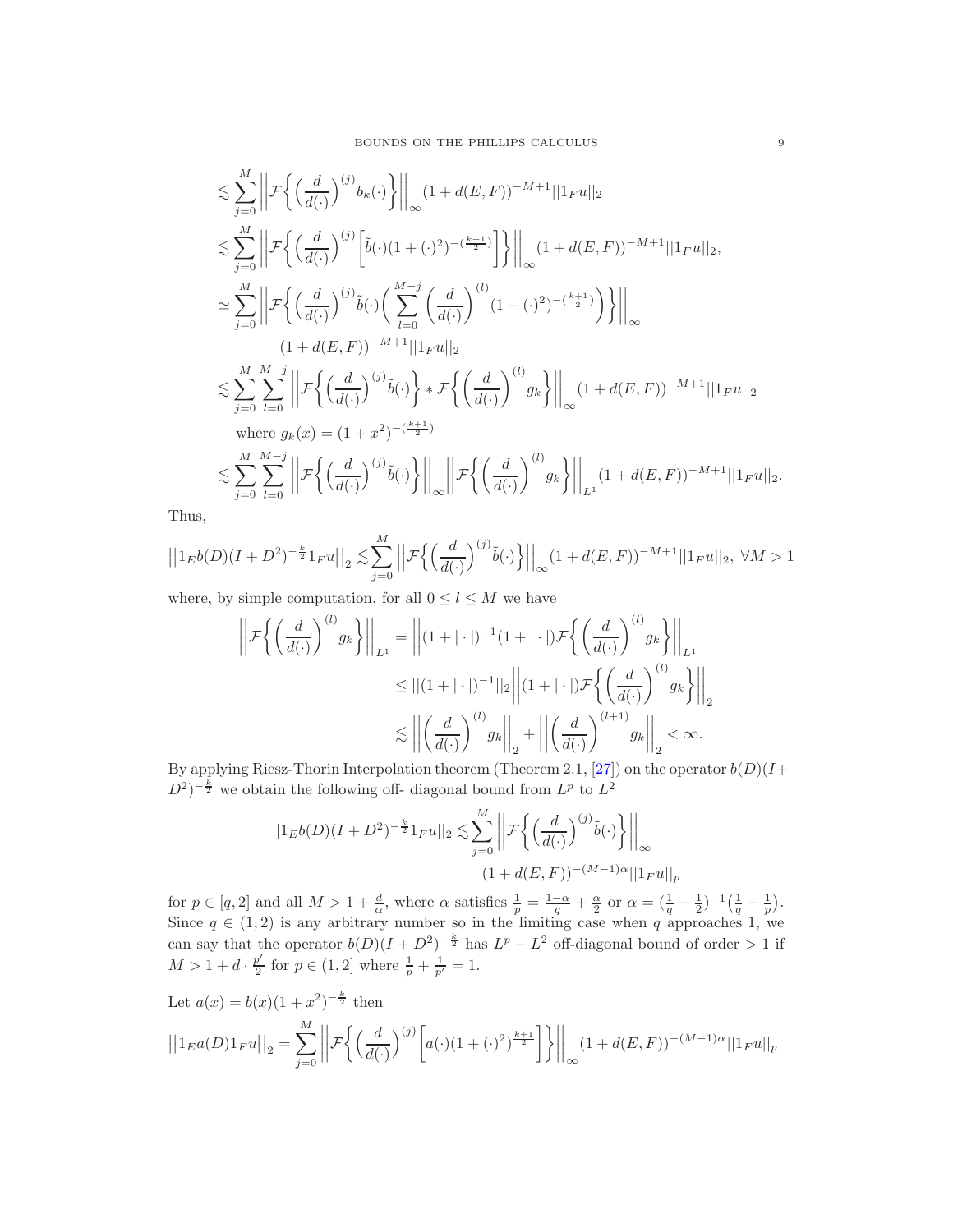$$
\begin{aligned}
&\lesssim \sum_{j=0}^{M} \Big|\Big| \mathcal{F}\Big\{ \Big(\frac{d}{d(\cdot)}\Big)^{(j)} b_k(\cdot) \Big\} \Big|\Big|_{\infty} (1+d(E,F))^{-M+1} ||1_F u||_2 \\
&\lesssim \sum_{j=0}^{M} \Big|\Big| \mathcal{F}\Big\{ \Big(\frac{d}{d(\cdot)}\Big)^{(j)} \Big[ \tilde{b}(\cdot)(1+(\cdot)^2)^{-(\frac{k+1}{2})} \Big] \Big\} \Big|\Big|_{\infty} (1+d(E,F))^{-M+1} ||1_F u||_2, \\
&\simeq \sum_{j=0}^{M} \Big|\Big| \mathcal{F}\Big\{ \Big(\frac{d}{d(\cdot)}\Big)^{(j)} \tilde{b}(\cdot) \Big( \sum_{l=0}^{M-j} \Big(\frac{d}{d(\cdot)}\Big)^{(l)} (1+(\cdot)^2)^{-(\frac{k+1}{2})} \Big) \Big\} \Big|\Big|_{\infty} \\
&\qquad (1+d(E,F))^{-M+1} ||1_F u||_2 \\
&\lesssim \sum_{j=0}^{M} \sum_{l=0}^{M-j} \Big|\Big| \mathcal{F}\Big\{ \Big(\frac{d}{d(\cdot)}\Big)^{(j)} \tilde{b}(\cdot) \Big\} * \mathcal{F}\Big\{ \Big(\frac{d}{d(\cdot)}\Big)^{(l)} g_k \Big\} \Big|\Big|_{\infty} (1+d(E,F))^{-M+1} ||1_F u||_2 \\
&\quad \text{where } g_k(x) = (1+x^2)^{-(\frac{k+1}{2})} \\
&\lesssim \sum_{j=0}^{M} \sum_{l=0}^{M-j} \Big|\Big| \mathcal{F}\Big\{ \Big(\frac{d}{d(\cdot)}\Big)^{(j)} \tilde{b}(\cdot) \Big\} \Big|\Big|_{\infty} \Big|\Big| \mathcal{F}\Big\{ \Big(\frac{d}{d(\cdot)}\Big)^{(l)} g_k \Big\} \Big|\Big|_{L^1} (1+d(E,F))^{-M+1} ||1_F u||_2.
\end{aligned}
$$

Thus,

$$
\big|\big|1_E b(D)(I+D^2)^{-\frac{k}{2}} 1_F u\big|\big|_2 \lesssim \sum_{j=0}^{M} \Big|\Big| \mathcal{F}\Big\{ \Big(\frac{d}{d(\cdot)}\Big)^{(j)} \tilde{b}(\cdot) \Big\} \Big|\Big|_{\infty} (1+d(E,F))^{-M+1} ||1_F u||_2, \ \forall M > 1
$$

where, by simple computation, for all $0 \le l \le M$ we have

$$
\begin{aligned}
\Big|\Big| \mathcal{F}\Big\{ \Big(\frac{d}{d(\cdot)}\Big)^{(l)} g_k \Big\} \Big|\Big|_{L^1} &= \Big|\Big| (1+|\cdot|)^{-1}(1+|\cdot|) \mathcal{F}\Big\{ \Big(\frac{d}{d(\cdot)}\Big)^{(l)} g_k \Big\} \Big|\Big|_{L^1} \\
&\le ||(1+|\cdot|)^{-1}||_2 \Big|\Big| (1+|\cdot|) \mathcal{F}\Big\{ \Big(\frac{d}{d(\cdot)}\Big)^{(l)} g_k \Big\} \Big|\Big|_2 \\
&\lesssim \Big|\Big| \Big(\frac{d}{d(\cdot)}\Big)^{(l)} g_k \Big|\Big|_2 + \Big|\Big| \Big(\frac{d}{d(\cdot)}\Big)^{(l+1)} g_k \Big|\Big|_2 < \infty.
\end{aligned}
$$

By applying Riesz-Thorin Interpolation theorem (Theorem 2.1, [27]) on the operator $b(D)(I+D^2)^{-\frac{k}{2}}$ we obtain the following off- diagonal bound from $L^p$ to $L^2$

$$
\begin{aligned}
||1_E b(D)(I+D^2)^{-\frac{k}{2}} 1_F u||_2 \lesssim &\sum_{j=0}^{M} \Big|\Big| \mathcal{F}\Big\{ \Big(\frac{d}{d(\cdot)}\Big)^{(j)} \tilde{b}(\cdot) \Big\} \Big|\Big|_{\infty} \\
&(1+d(E,F))^{-(M-1)\alpha} ||1_F u||_p
\end{aligned}
$$

for $p \in [q,2]$ and all $M > 1 + \frac{d}{\alpha}$, where $\alpha$ satisfies $\frac{1}{p} = \frac{1-\alpha}{q} + \frac{\alpha}{2}$ or $\alpha = (\frac{1}{q} - \frac{1}{2})^{-1}(\frac{1}{q} - \frac{1}{p})$. Since $q \in (1,2)$ is any arbitrary number so in the limiting case when $q$ approaches 1, we can say that the operator $b(D)(I+D^2)^{-\frac{k}{2}}$ has $L^p - L^2$ off-diagonal bound of order $> 1$ if $M > 1 + d \cdot \frac{p'}{2}$ for $p \in (1,2]$ where $\frac{1}{p} + \frac{1}{p'} = 1$.

Let $a(x) = b(x)(1+x^2)^{-\frac{k}{2}}$ then

$$
\big|\big|1_E a(D) 1_F u\big|\big|_2 = \sum_{j=0}^{M} \Big|\Big| \mathcal{F}\Big\{ \Big(\frac{d}{d(\cdot)}\Big)^{(j)} \Big[ a(\cdot)(1+(\cdot)^2)^{\frac{k+1}{2}} \Big] \Big\} \Big|\Big|_{\infty} (1+d(E,F))^{-(M-1)\alpha} ||1_F u||_p
$$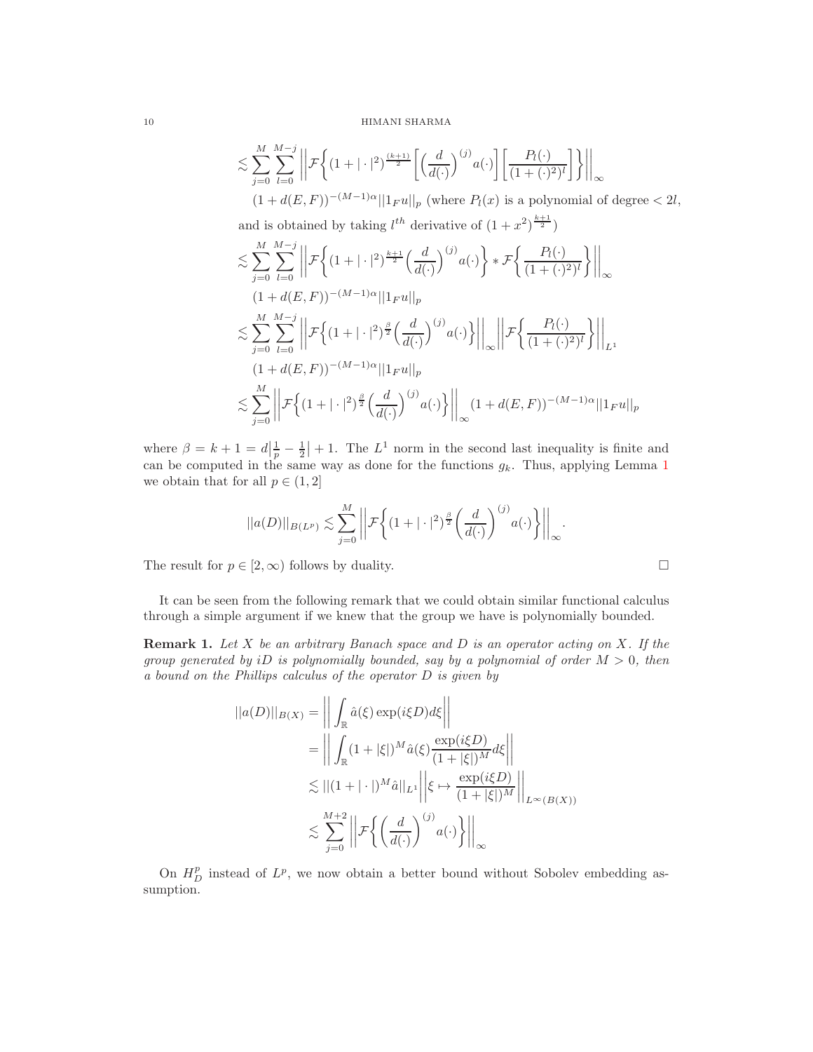$$
\begin{aligned}
&\lesssim \sum_{j=0}^{M}\sum_{l=0}^{M-j}\left|\left|\mathcal{F}\left\{(1+|\cdot|^2)^{\frac{(k+1)}{2}}\left[\left(\frac{d}{d(\cdot)}\right)^{(j)}a(\cdot)\right]\left[\frac{P_l(\cdot)}{(1+(\cdot)^2)^l}\right]\right\}\right|\right|_{\infty} \\
&\quad (1+d(E,F))^{-(M-1)\alpha}||1_F u||_p \text{ (where } P_l(x) \text{ is a polynomial of degree} < 2l, \\
&\quad \text{and is obtained by taking } l^{th} \text{ derivative of } (1+x^2)^{\frac{k+1}{2}}) \\
&\lesssim \sum_{j=0}^{M}\sum_{l=0}^{M-j}\left|\left|\mathcal{F}\left\{(1+|\cdot|^2)^{\frac{k+1}{2}}\left(\frac{d}{d(\cdot)}\right)^{(j)}a(\cdot)\right\}*\mathcal{F}\left\{\frac{P_l(\cdot)}{(1+(\cdot)^2)^l}\right\}\right|\right|_{\infty} \\
&\quad (1+d(E,F))^{-(M-1)\alpha}||1_F u||_p \\
&\lesssim \sum_{j=0}^{M}\sum_{l=0}^{M-j}\left|\left|\mathcal{F}\left\{(1+|\cdot|^2)^{\frac{\beta}{2}}\left(\frac{d}{d(\cdot)}\right)^{(j)}a(\cdot)\right\}\right|\right|_{\infty}\left|\left|\mathcal{F}\left\{\frac{P_l(\cdot)}{(1+(\cdot)^2)^l}\right\}\right|\right|_{L^1} \\
&\quad (1+d(E,F))^{-(M-1)\alpha}||1_F u||_p \\
&\lesssim \sum_{j=0}^{M}\left|\left|\mathcal{F}\left\{(1+|\cdot|^2)^{\frac{\beta}{2}}\left(\frac{d}{d(\cdot)}\right)^{(j)}a(\cdot)\right\}\right|\right|_{\infty}(1+d(E,F))^{-(M-1)\alpha}||1_F u||_p
\end{aligned}
$$

where $\beta = k+1 = d\left|\frac{1}{p}-\frac{1}{2}\right|+1$. The $L^1$ norm in the second last inequality is finite and can be computed in the same way as done for the functions $g_k$. Thus, applying Lemma 1 we obtain that for all $p \in (1,2]$

$$
||a(D)||_{B(L^p)} \lesssim \sum_{j=0}^{M}\left|\left|\mathcal{F}\left\{(1+|\cdot|^2)^{\frac{\beta}{2}}\left(\frac{d}{d(\cdot)}\right)^{(j)}a(\cdot)\right\}\right|\right|_{\infty}.
$$

The result for $p \in [2,\infty)$ follows by duality. $\square$

It can be seen from the following remark that we could obtain similar functional calculus through a simple argument if we knew that the group we have is polynomially bounded.

**Remark 1.** *Let $X$ be an arbitrary Banach space and $D$ is an operator acting on $X$. If the group generated by $iD$ is polynomially bounded, say by a polynomial of order $M > 0$, then a bound on the Phillips calculus of the operator $D$ is given by*

$$
\begin{aligned}
||a(D)||_{B(X)} &= \left|\left|\int_{\mathbb{R}}\hat{a}(\xi)\exp(i\xi D)d\xi\right|\right| \\
&= \left|\left|\int_{\mathbb{R}}(1+|\xi|)^M\hat{a}(\xi)\frac{\exp(i\xi D)}{(1+|\xi|)^M}d\xi\right|\right| \\
&\lesssim ||(1+|\cdot|)^M\hat{a}||_{L^1}\left|\left|\xi \mapsto \frac{\exp(i\xi D)}{(1+|\xi|)^M}\right|\right|_{L^\infty(B(X))} \\
&\lesssim \sum_{j=0}^{M+2}\left|\left|\mathcal{F}\left\{\left(\frac{d}{d(\cdot)}\right)^{(j)}a(\cdot)\right\}\right|\right|_{\infty}
\end{aligned}
$$

On $H_D^p$ instead of $L^p$, we now obtain a better bound without Sobolev embedding assumption.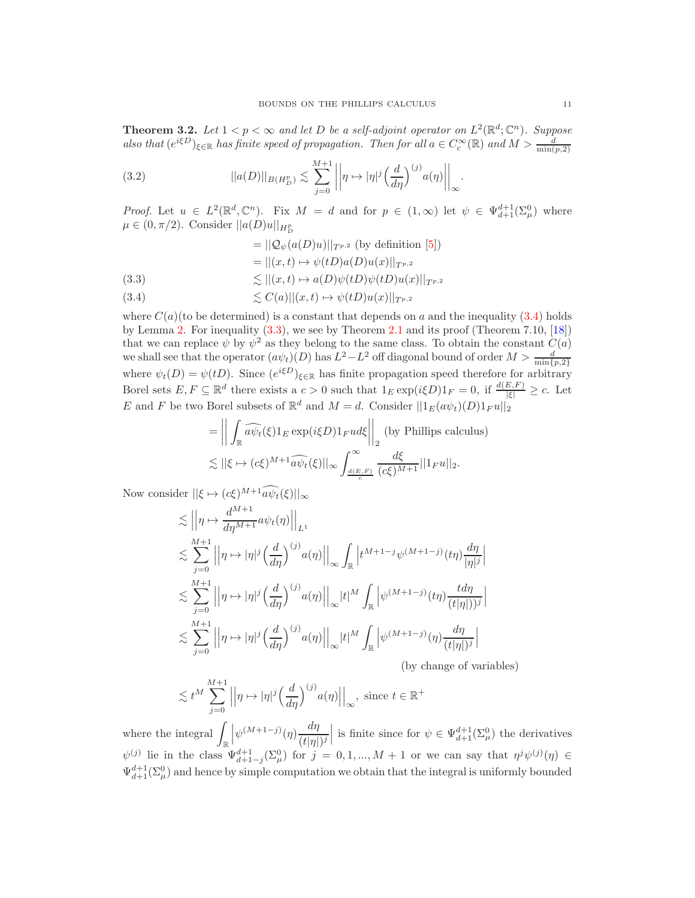**Theorem 3.2.** *Let $1 < p < \infty$ and let $D$ be a self-adjoint operator on $L^2(\mathbb{R}^d; \mathbb{C}^n)$. Suppose also that $(e^{i\xi D})_{\xi \in \mathbb{R}}$ has finite speed of propagation. Then for all $a \in C_c^\infty(\mathbb{R})$ and $M > \frac{d}{\min(p,2)}$*

$$||a(D)||_{B(H_D^p)} \lesssim \sum_{j=0}^{M+1} \left|\left| \eta \mapsto |\eta|^j \Big(\frac{d}{d\eta}\Big)^{(j)} a(\eta) \right|\right|_\infty. \tag{3.2}$$

*Proof.* Let $u \in L^2(\mathbb{R}^d, \mathbb{C}^n)$. Fix $M = d$ and for $p \in (1, \infty)$ let $\psi \in \Psi_{d+1}^{d+1}(\Sigma_\mu^0)$ where $\mu \in (0, \pi/2)$. Consider $||a(D)u||_{H_D^p}$

$$\begin{aligned}
&= ||\mathcal{Q}_\psi(a(D)u)||_{T^{p,2}} \text{ (by definition [5])} \\
&= ||(x,t) \mapsto \psi(tD)a(D)u(x)||_{T^{p,2}} \\
&\lesssim ||(x,t) \mapsto a(D)\psi(tD)\psi(tD)u(x)||_{T^{p,2}} \qquad (3.3) \\
&\lesssim C(a)||(x,t) \mapsto \psi(tD)u(x)||_{T^{p,2}} \qquad (3.4)
\end{aligned}$$

where $C(a)$(to be determined) is a constant that depends on $a$ and the inequality (3.4) holds by Lemma 2. For inequality (3.3), we see by Theorem 2.1 and its proof (Theorem 7.10, [18]) that we can replace $\psi$ by $\psi^2$ as they belong to the same class. To obtain the constant $C(a)$ we shall see that the operator $(a\psi_t)(D)$ has $L^2 - L^2$ off diagonal bound of order $M > \frac{d}{\min\{p,2\}}$ where $\psi_t(D) = \psi(tD)$. Since $(e^{i\xi D})_{\xi \in \mathbb{R}}$ has finite propagation speed therefore for arbitrary Borel sets $E, F \subseteq \mathbb{R}^d$ there exists a $c > 0$ such that $1_E \exp(i\xi D)1_F = 0$, if $\frac{d(E,F)}{|\xi|} \geq c$. Let $E$ and $F$ be two Borel subsets of $\mathbb{R}^d$ and $M = d$. Consider $||1_E(a\psi_t)(D)1_F u||_2$

$$\begin{aligned}
&= \left|\left| \int_{\mathbb{R}} \widehat{a\psi_t}(\xi) 1_E \exp(i\xi D) 1_F u d\xi \right|\right|_2 \text{ (by Phillips calculus)} \\
&\lesssim ||\xi \mapsto (c\xi)^{M+1}\widehat{a\psi_t}(\xi)||_\infty \int_{\frac{d(E,F)}{c}}^\infty \frac{d\xi}{(c\xi)^{M+1}} ||1_F u||_2.
\end{aligned}$$

Now consider $||\xi \mapsto (c\xi)^{M+1}\widehat{a\psi_t}(\xi)||_\infty$

$$\begin{aligned}
&\lesssim \left|\left| \eta \mapsto \frac{d^{M+1}}{d\eta^{M+1}} a\psi_t(\eta) \right|\right|_{L^1} \\
&\lesssim \sum_{j=0}^{M+1} \left|\left| \eta \mapsto |\eta|^j \Big(\frac{d}{d\eta}\Big)^{(j)} a(\eta) \right|\right|_\infty \int_{\mathbb{R}} \left| t^{M+1-j} \psi^{(M+1-j)}(t\eta) \frac{d\eta}{|\eta|^j} \right| \\
&\lesssim \sum_{j=0}^{M+1} \left|\left| \eta \mapsto |\eta|^j \Big(\frac{d}{d\eta}\Big)^{(j)} a(\eta) \right|\right|_\infty |t|^M \int_{\mathbb{R}} \left| \psi^{(M+1-j)}(t\eta) \frac{t d\eta}{(t|\eta|)^j} \right| \\
&\lesssim \sum_{j=0}^{M+1} \left|\left| \eta \mapsto |\eta|^j \Big(\frac{d}{d\eta}\Big)^{(j)} a(\eta) \right|\right|_\infty |t|^M \int_{\mathbb{R}} \left| \psi^{(M+1-j)}(\eta) \frac{d\eta}{(t|\eta|)^j} \right| \\
&\hspace{22em} \text{(by change of variables)} \\
&\lesssim t^M \sum_{j=0}^{M+1} \left|\left| \eta \mapsto |\eta|^j \Big(\frac{d}{d\eta}\Big)^{(j)} a(\eta) \right|\right|_\infty, \text{ since } t \in \mathbb{R}^+
\end{aligned}$$

where the integral $\displaystyle\int_{\mathbb{R}} \left| \psi^{(M+1-j)}(\eta) \frac{d\eta}{(t|\eta|)^j} \right|$ is finite since for $\psi \in \Psi_{d+1}^{d+1}(\Sigma_\mu^0)$ the derivatives $\psi^{(j)}$ lie in the class $\Psi_{d+1-j}^{d+1}(\Sigma_\mu^0)$ for $j = 0, 1, ..., M+1$ or we can say that $\eta^j \psi^{(j)}(\eta) \in \Psi_{d+1}^{d+1}(\Sigma_\mu^0)$ and hence by simple computation we obtain that the integral is uniformly bounded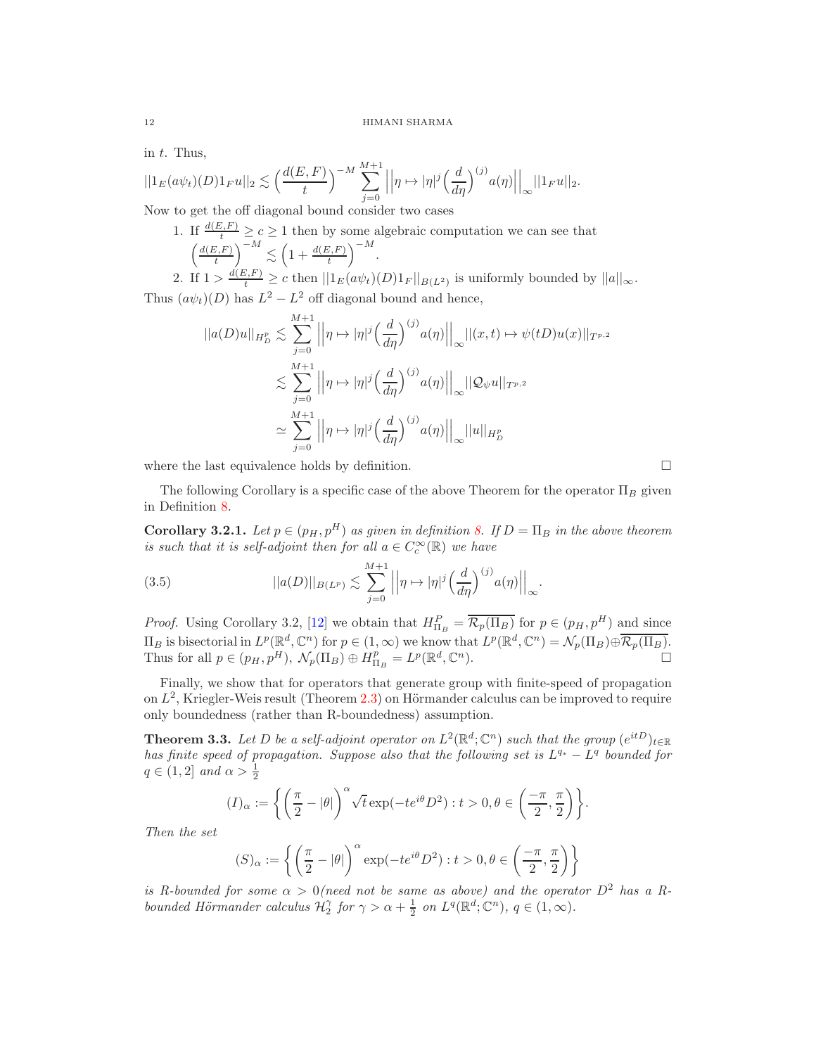in $t$. Thus,

$$||1_E(a\psi_t)(D)1_F u||_2 \lesssim \Big(\frac{d(E,F)}{t}\Big)^{-M} \sum_{j=0}^{M+1} \Big|\Big|\eta \mapsto |\eta|^j \Big(\frac{d}{d\eta}\Big)^{(j)} a(\eta)\Big|\Big|_\infty ||1_F u||_2.$$

Now to get the off diagonal bound consider two cases

1. If $\frac{d(E,F)}{t} \geq c \geq 1$ then by some algebraic computation we can see that $\Big(\frac{d(E,F)}{t}\Big)^{-M} \lesssim \Big(1 + \frac{d(E,F)}{t}\Big)^{-M}$.
2. If $1 > \frac{d(E,F)}{t} \geq c$ then $||1_E(a\psi_t)(D)1_F||_{B(L^2)}$ is uniformly bounded by $||a||_\infty$.

Thus $(a\psi_t)(D)$ has $L^2 - L^2$ off diagonal bound and hence,

$$\begin{aligned}
||a(D)u||_{H^p_D} &\lesssim \sum_{j=0}^{M+1} \Big|\Big|\eta \mapsto |\eta|^j \Big(\frac{d}{d\eta}\Big)^{(j)} a(\eta)\Big|\Big|_\infty ||(x,t) \mapsto \psi(tD)u(x)||_{T^{p,2}} \\
&\lesssim \sum_{j=0}^{M+1} \Big|\Big|\eta \mapsto |\eta|^j \Big(\frac{d}{d\eta}\Big)^{(j)} a(\eta)\Big|\Big|_\infty ||\mathcal{Q}_\psi u||_{T^{p,2}} \\
&\simeq \sum_{j=0}^{M+1} \Big|\Big|\eta \mapsto |\eta|^j \Big(\frac{d}{d\eta}\Big)^{(j)} a(\eta)\Big|\Big|_\infty ||u||_{H^p_D}
\end{aligned}$$

where the last equivalence holds by definition. $\square$

The following Corollary is a specific case of the above Theorem for the operator $\Pi_B$ given in Definition 8.

**Corollary 3.2.1.** *Let $p \in (p_H, p^H)$ as given in definition 8. If $D = \Pi_B$ in the above theorem is such that it is self-adjoint then for all $a \in C_c^\infty(\mathbb{R})$ we have*

$$||a(D)||_{B(L^p)} \lesssim \sum_{j=0}^{M+1} \Big|\Big|\eta \mapsto |\eta|^j \Big(\frac{d}{d\eta}\Big)^{(j)} a(\eta)\Big|\Big|_\infty. \tag{3.5}$$

*Proof.* Using Corollary 3.2, [12] we obtain that $H^P_{\Pi_B} = \overline{\mathcal{R}_p(\Pi_B)}$ for $p \in (p_H, p^H)$ and since $\Pi_B$ is bisectorial in $L^p(\mathbb{R}^d, \mathbb{C}^n)$ for $p \in (1,\infty)$ we know that $L^p(\mathbb{R}^d, \mathbb{C}^n) = \mathcal{N}_p(\Pi_B) \oplus \overline{\mathcal{R}_p(\Pi_B)}$. Thus for all $p \in (p_H, p^H)$, $\mathcal{N}_p(\Pi_B) \oplus H^p_{\Pi_B} = L^p(\mathbb{R}^d, \mathbb{C}^n)$. $\square$

Finally, we show that for operators that generate group with finite-speed of propagation on $L^2$, Kriegler-Weis result (Theorem 2.3) on Hörmander calculus can be improved to require only boundedness (rather than R-boundedness) assumption.

**Theorem 3.3.** *Let $D$ be a self-adjoint operator on $L^2(\mathbb{R}^d; \mathbb{C}^n)$ such that the group $(e^{itD})_{t\in\mathbb{R}}$ has finite speed of propagation. Suppose also that the following set is $L^{q_*} - L^q$ bounded for $q \in (1, 2]$ and $\alpha > \frac{1}{2}$*

$$(I)_\alpha := \Big\{ \Big(\frac{\pi}{2} - |\theta|\Big)^\alpha \sqrt{t} \exp(-te^{i\theta}D^2) : t > 0, \theta \in \Big(\frac{-\pi}{2}, \frac{\pi}{2}\Big) \Big\}.$$

*Then the set*

$$(S)_\alpha := \Big\{ \Big(\frac{\pi}{2} - |\theta|\Big)^\alpha \exp(-te^{i\theta}D^2) : t > 0, \theta \in \Big(\frac{-\pi}{2}, \frac{\pi}{2}\Big) \Big\}$$

*is R-bounded for some $\alpha > 0$(need not be same as above) and the operator $D^2$ has a R-bounded Hörmander calculus $\mathcal{H}^\gamma_2$ for $\gamma > \alpha + \frac{1}{2}$ on $L^q(\mathbb{R}^d; \mathbb{C}^n)$, $q \in (1, \infty)$.*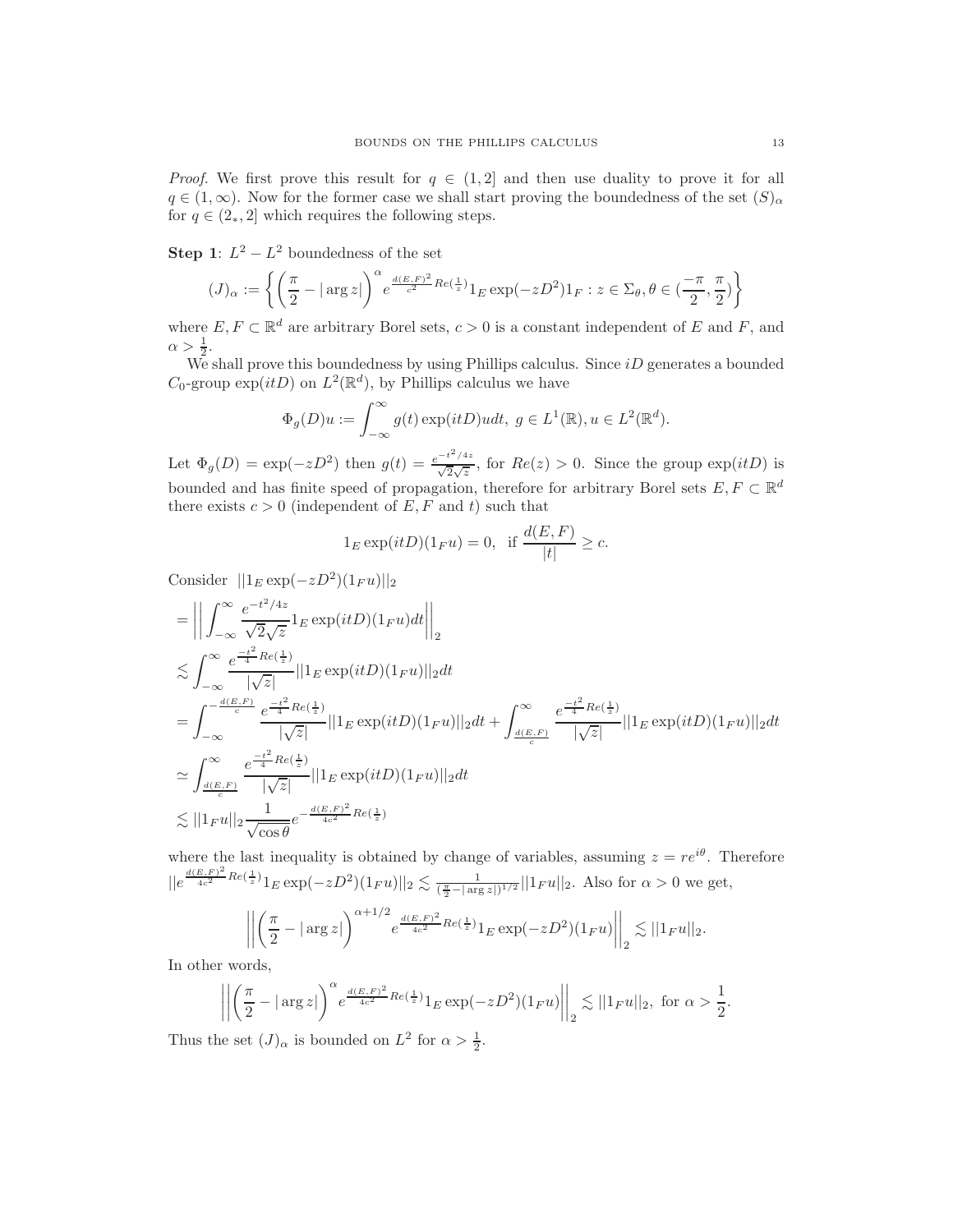*Proof.* We first prove this result for $q \in (1, 2]$ and then use duality to prove it for all $q \in (1, \infty)$. Now for the former case we shall start proving the boundedness of the set $(S)_\alpha$ for $q \in (2_*, 2]$ which requires the following steps.

**Step 1**: $L^2 - L^2$ boundedness of the set

$$(J)_\alpha := \left\{ \left( \frac{\pi}{2} - |\arg z| \right)^\alpha e^{\frac{d(E,F)^2}{c^2} Re(\frac{1}{z})} 1_E \exp(-zD^2) 1_F : z \in \Sigma_\theta, \theta \in (\frac{-\pi}{2}, \frac{\pi}{2}) \right\}$$

where $E, F \subset \mathbb{R}^d$ are arbitrary Borel sets, $c > 0$ is a constant independent of $E$ and $F$, and $\alpha > \frac{1}{2}$.

We shall prove this boundedness by using Phillips calculus. Since $iD$ generates a bounded $C_0$-group $\exp(itD)$ on $L^2(\mathbb{R}^d)$, by Phillips calculus we have

$$\Phi_g(D)u := \int_{-\infty}^{\infty} g(t) \exp(itD)u dt, \; g \in L^1(\mathbb{R}), u \in L^2(\mathbb{R}^d).$$

Let $\Phi_g(D) = \exp(-zD^2)$ then $g(t) = \frac{e^{-t^2/4z}}{\sqrt{2}\sqrt{z}}$, for $Re(z) > 0$. Since the group $\exp(itD)$ is bounded and has finite speed of propagation, therefore for arbitrary Borel sets $E, F \subset \mathbb{R}^d$ there exists $c > 0$ (independent of $E, F$ and $t$) such that

$$1_E \exp(itD)(1_F u) = 0, \;\; \text{if } \frac{d(E,F)}{|t|} \geq c.$$

Consider $\;||1_E \exp(-zD^2)(1_F u)||_2$

$$\begin{aligned}
&= \left|\left| \int_{-\infty}^{\infty} \frac{e^{-t^2/4z}}{\sqrt{2}\sqrt{z}} 1_E \exp(itD)(1_F u) dt \right|\right|_2 \\
&\lesssim \int_{-\infty}^{\infty} \frac{e^{\frac{-t^2}{4} Re(\frac{1}{z})}}{|\sqrt{z}|} ||1_E \exp(itD)(1_F u)||_2 dt \\
&= \int_{-\infty}^{-\frac{d(E,F)}{c}} \frac{e^{\frac{-t^2}{4} Re(\frac{1}{z})}}{|\sqrt{z}|} ||1_E \exp(itD)(1_F u)||_2 dt + \int_{\frac{d(E,F)}{c}}^{\infty} \frac{e^{\frac{-t^2}{4} Re(\frac{1}{z})}}{|\sqrt{z}|} ||1_E \exp(itD)(1_F u)||_2 dt \\
&\simeq \int_{\frac{d(E,F)}{c}}^{\infty} \frac{e^{\frac{-t^2}{4} Re(\frac{1}{z})}}{|\sqrt{z}|} ||1_E \exp(itD)(1_F u)||_2 dt \\
&\lesssim ||1_F u||_2 \frac{1}{\sqrt{\cos\theta}} e^{-\frac{d(E,F)^2}{4c^2} Re(\frac{1}{z})}
\end{aligned}$$

where the last inequality is obtained by change of variables, assuming $z = re^{i\theta}$. Therefore $||e^{\frac{d(E,F)^2}{4c^2} Re(\frac{1}{z})} 1_E \exp(-zD^2)(1_F u)||_2 \lesssim \frac{1}{(\frac{\pi}{2} - |\arg z|)^{1/2}} ||1_F u||_2$. Also for $\alpha > 0$ we get,

$$\left|\left| \left( \frac{\pi}{2} - |\arg z| \right)^{\alpha + 1/2} e^{\frac{d(E,F)^2}{4c^2} Re(\frac{1}{z})} 1_E \exp(-zD^2)(1_F u) \right|\right|_2 \lesssim ||1_F u||_2.$$

In other words,

$$\left|\left| \left( \frac{\pi}{2} - |\arg z| \right)^{\alpha} e^{\frac{d(E,F)^2}{4c^2} Re(\frac{1}{z})} 1_E \exp(-zD^2)(1_F u) \right|\right|_2 \lesssim ||1_F u||_2, \text{ for } \alpha > \frac{1}{2}.$$

Thus the set $(J)_\alpha$ is bounded on $L^2$ for $\alpha > \frac{1}{2}$.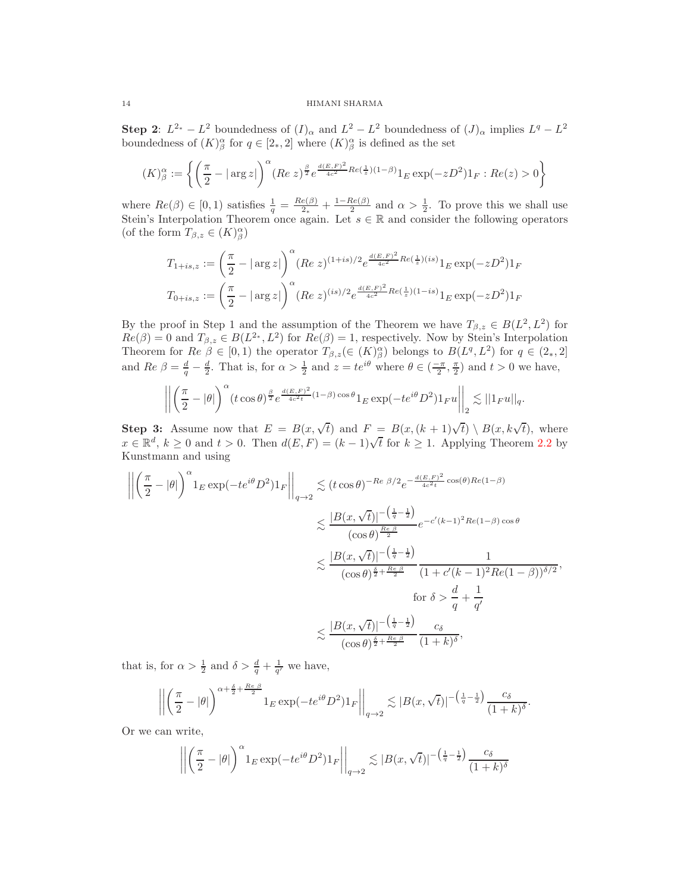**Step 2**: $L^{2_*} - L^2$ boundedness of $(I)_\alpha$ and $L^2 - L^2$ boundedness of $(J)_\alpha$ implies $L^q - L^2$ boundedness of $(K)^\alpha_\beta$ for $q \in [2_*, 2]$ where $(K)^\alpha_\beta$ is defined as the set

$$(K)^\alpha_\beta := \left\{ \left(\frac{\pi}{2} - |\arg z|\right)^\alpha (Re\ z)^{\frac{\beta}{2}} e^{\frac{d(E,F)^2}{4c^2} Re(\frac{1}{z})(1-\beta)} 1_E \exp(-zD^2) 1_F : Re(z) > 0 \right\}$$

where $Re(\beta) \in [0, 1)$ satisfies $\frac{1}{q} = \frac{Re(\beta)}{2_*} + \frac{1-Re(\beta)}{2}$ and $\alpha > \frac{1}{2}$. To prove this we shall use Stein's Interpolation Theorem once again. Let $s \in \mathbb{R}$ and consider the following operators (of the form $T_{\beta,z} \in (K)^\alpha_\beta$)

$$T_{1+is,z} := \left(\frac{\pi}{2} - |\arg z|\right)^\alpha (Re\ z)^{(1+is)/2} e^{\frac{d(E,F)^2}{4c^2} Re(\frac{1}{z})(is)} 1_E \exp(-zD^2) 1_F$$

$$T_{0+is,z} := \left(\frac{\pi}{2} - |\arg z|\right)^\alpha (Re\ z)^{(is)/2} e^{\frac{d(E,F)^2}{4c^2} Re(\frac{1}{z})(1-is)} 1_E \exp(-zD^2) 1_F$$

By the proof in Step 1 and the assumption of the Theorem we have $T_{\beta,z} \in B(L^2, L^2)$ for $Re(\beta) = 0$ and $T_{\beta,z} \in B(L^{2_*}, L^2)$ for $Re(\beta) = 1$, respectively. Now by Stein's Interpolation Theorem for $Re\ \beta \in [0, 1)$ the operator $T_{\beta,z} (\in (K)^\alpha_\beta)$ belongs to $B(L^q, L^2)$ for $q \in (2_*, 2]$ and $Re\ \beta = \frac{d}{q} - \frac{d}{2}$. That is, for $\alpha > \frac{1}{2}$ and $z = te^{i\theta}$ where $\theta \in (\frac{-\pi}{2}, \frac{\pi}{2})$ and $t > 0$ we have,

$$\left|\left| \left(\frac{\pi}{2} - |\theta|\right)^\alpha (t \cos\theta)^{\frac{\beta}{2}} e^{\frac{d(E,F)^2}{4c^2 t}(1-\beta)\cos\theta} 1_E \exp(-te^{i\theta} D^2) 1_F u \right|\right|_2 \lesssim ||1_F u||_q.$$

**Step 3:** Assume now that $E = B(x, \sqrt{t})$ and $F = B(x, (k+1)\sqrt{t}) \setminus B(x, k\sqrt{t})$, where $x \in \mathbb{R}^d$, $k \geq 0$ and $t > 0$. Then $d(E, F) = (k-1)\sqrt{t}$ for $k \geq 1$. Applying Theorem 2.2 by Kunstmann and using

$$\begin{aligned}
\left|\left| \left(\frac{\pi}{2} - |\theta|\right)^\alpha 1_E \exp(-te^{i\theta} D^2) 1_F \right|\right|_{q \to 2} &\lesssim (t\cos\theta)^{-Re\ \beta/2} e^{-\frac{d(E,F)^2}{4c^2 t}\cos(\theta) Re(1-\beta)} \\
&\lesssim \frac{|B(x, \sqrt{t})|^{-\left(\frac{1}{q} - \frac{1}{2}\right)}}{(\cos\theta)^{\frac{Re\ \beta}{2}}} e^{-c'(k-1)^2 Re(1-\beta)\cos\theta} \\
&\lesssim \frac{|B(x, \sqrt{t})|^{-\left(\frac{1}{q} - \frac{1}{2}\right)}}{(\cos\theta)^{\frac{\delta}{2} + \frac{Re\ \beta}{2}}} \frac{1}{(1 + c'(k-1)^2 Re(1-\beta))^{\delta/2}}, \\
&\qquad \text{for } \delta > \frac{d}{q} + \frac{1}{q'} \\
&\lesssim \frac{|B(x, \sqrt{t})|^{-\left(\frac{1}{q} - \frac{1}{2}\right)}}{(\cos\theta)^{\frac{\delta}{2} + \frac{Re\ \beta}{2}}} \frac{c_\delta}{(1+k)^\delta},
\end{aligned}$$

that is, for $\alpha > \frac{1}{2}$ and $\delta > \frac{d}{q} + \frac{1}{q'}$ we have,

$$\left|\left| \left(\frac{\pi}{2} - |\theta|\right)^{\alpha + \frac{\delta}{2} + \frac{Re\ \beta}{2}} 1_E \exp(-te^{i\theta} D^2) 1_F \right|\right|_{q \to 2} \lesssim |B(x, \sqrt{t})|^{-\left(\frac{1}{q} - \frac{1}{2}\right)} \frac{c_\delta}{(1+k)^\delta}.$$

Or we can write,

$$\left|\left| \left(\frac{\pi}{2} - |\theta|\right)^\alpha 1_E \exp(-te^{i\theta} D^2) 1_F \right|\right|_{q \to 2} \lesssim |B(x, \sqrt{t})|^{-\left(\frac{1}{q} - \frac{1}{2}\right)} \frac{c_\delta}{(1+k)^\delta}$$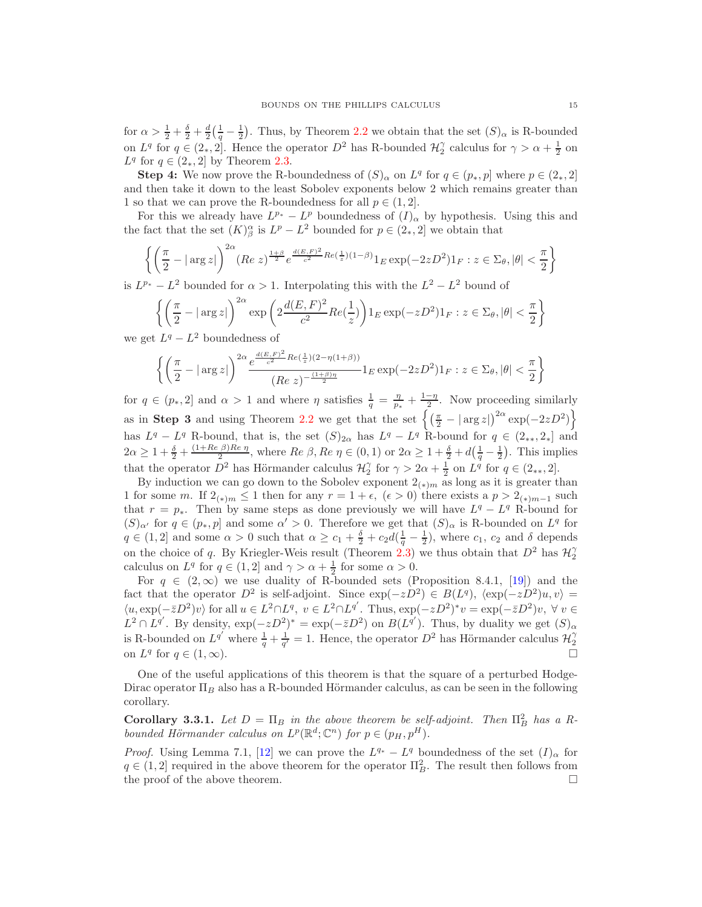for $\alpha > \frac{1}{2} + \frac{\delta}{2} + \frac{d}{2}(\frac{1}{q} - \frac{1}{2})$. Thus, by Theorem 2.2 we obtain that the set $(S)_\alpha$ is R-bounded on $L^q$ for $q \in (2_*, 2]$. Hence the operator $D^2$ has R-bounded $\mathcal{H}_2^\gamma$ calculus for $\gamma > \alpha + \frac{1}{2}$ on $L^q$ for $q \in (2_*, 2]$ by Theorem 2.3.

**Step 4:** We now prove the R-boundedness of $(S)_\alpha$ on $L^q$ for $q \in (p_*, p]$ where $p \in (2_*, 2]$ and then take it down to the least Sobolev exponents below 2 which remains greater than 1 so that we can prove the R-boundedness for all $p \in (1, 2]$.

For this we already have $L^{p_*} - L^p$ boundedness of $(I)_\alpha$ by hypothesis. Using this and the fact that the set $(K)^\alpha_\beta$ is $L^p - L^2$ bounded for $p \in (2_*, 2]$ we obtain that

$$\left\{ \left(\frac{\pi}{2} - |\arg z|\right)^{2\alpha} (Re\ z)^{\frac{1+\beta}{2}} e^{\frac{d(E,F)^2}{c^2} Re(\frac{1}{z})(1-\beta)} 1_E \exp(-2zD^2) 1_F : z \in \Sigma_\theta, |\theta| < \frac{\pi}{2} \right\}$$

is $L^{p_*} - L^2$ bounded for $\alpha > 1$. Interpolating this with the $L^2 - L^2$ bound of

$$\left\{ \left(\frac{\pi}{2} - |\arg z|\right)^{2\alpha} \exp\left(2\frac{d(E,F)^2}{c^2} Re(\frac{1}{z})\right) 1_E \exp(-zD^2) 1_F : z \in \Sigma_\theta, |\theta| < \frac{\pi}{2} \right\}$$

we get $L^q - L^2$ boundedness of

$$\left\{ \left(\frac{\pi}{2} - |\arg z|\right)^{2\alpha} \frac{e^{\frac{d(E,F)^2}{c^2} Re(\frac{1}{z})(2-\eta(1+\beta))}}{(Re\ z)^{-\frac{(1+\beta)\eta}{2}}} 1_E \exp(-2zD^2) 1_F : z \in \Sigma_\theta, |\theta| < \frac{\pi}{2} \right\}$$

for $q \in (p_*, 2]$ and $\alpha > 1$ and where $\eta$ satisfies $\frac{1}{q} = \frac{\eta}{p_*} + \frac{1-\eta}{2}$. Now proceeding similarly as in **Step 3** and using Theorem 2.2 we get that the set $\left\{ \left(\frac{\pi}{2} - |\arg z|\right)^{2\alpha} \exp(-2zD^2) \right\}$ has $L^q - L^q$ R-bound, that is, the set $(S)_{2\alpha}$ has $L^q - L^q$ R-bound for $q \in (2_{**}, 2_*]$ and $2\alpha \geq 1 + \frac{\delta}{2} + \frac{(1+Re\ \beta)Re\ \eta}{2}$, where $Re\ \beta, Re\ \eta \in (0,1)$ or $2\alpha \geq 1 + \frac{\delta}{2} + d(\frac{1}{q} - \frac{1}{2})$. This implies that the operator $D^2$ has Hörmander calculus $\mathcal{H}_2^\gamma$ for $\gamma > 2\alpha + \frac{1}{2}$ on $L^q$ for $q \in (2_{**}, 2]$.

By induction we can go down to the Sobolev exponent $2_{(*)m}$ as long as it is greater than 1 for some $m$. If $2_{(*)m} \leq 1$ then for any $r = 1 + \epsilon$, $(\epsilon > 0)$ there exists a $p > 2_{(*)m-1}$ such that $r = p_*$. Then by same steps as done previously we will have $L^q - L^q$ R-bound for $(S)_{\alpha'}$ for $q \in (p_*, p]$ and some $\alpha' > 0$. Therefore we get that $(S)_\alpha$ is R-bounded on $L^q$ for $q \in (1, 2]$ and some $\alpha > 0$ such that $\alpha \geq c_1 + \frac{\delta}{2} + c_2 d(\frac{1}{q} - \frac{1}{2})$, where $c_1$, $c_2$ and $\delta$ depends on the choice of $q$. By Kriegler-Weis result (Theorem 2.3) we thus obtain that $D^2$ has $\mathcal{H}_2^\gamma$ calculus on $L^q$ for $q \in (1, 2]$ and $\gamma > \alpha + \frac{1}{2}$ for some $\alpha > 0$.

For $q \in (2, \infty)$ we use duality of R-bounded sets (Proposition 8.4.1, [19]) and the fact that the operator $D^2$ is self-adjoint. Since $\exp(-zD^2) \in B(L^q)$, $\langle \exp(-zD^2)u, v \rangle = \langle u, \exp(-\bar{z}D^2)v \rangle$ for all $u \in L^2 \cap L^q$, $v \in L^2 \cap L^{q'}$. Thus, $\exp(-zD^2)^* v = \exp(-\bar{z}D^2)v$, $\forall\ v \in L^2 \cap L^{q'}$. By density, $\exp(-zD^2)^* = \exp(-\bar{z}D^2)$ on $B(L^{q'})$. Thus, by duality we get $(S)_\alpha$ is R-bounded on $L^{q'}$ where $\frac{1}{q} + \frac{1}{q'} = 1$. Hence, the operator $D^2$ has Hörmander calculus $\mathcal{H}_2^\gamma$ on $L^q$ for $q \in (1, \infty)$. □

One of the useful applications of this theorem is that the square of a perturbed Hodge-Dirac operator $\Pi_B$ also has a R-bounded Hörmander calculus, as can be seen in the following corollary.

**Corollary 3.3.1.** *Let $D = \Pi_B$ in the above theorem be self-adjoint. Then $\Pi_B^2$ has a R-bounded Hörmander calculus on $L^p(\mathbb{R}^d; \mathbb{C}^n)$ for $p \in (p_H, p^H)$.*

*Proof.* Using Lemma 7.1, [12] we can prove the $L^{q_*} - L^q$ boundedness of the set $(I)_\alpha$ for $q \in (1, 2]$ required in the above theorem for the operator $\Pi_B^2$. The result then follows from the proof of the above theorem. □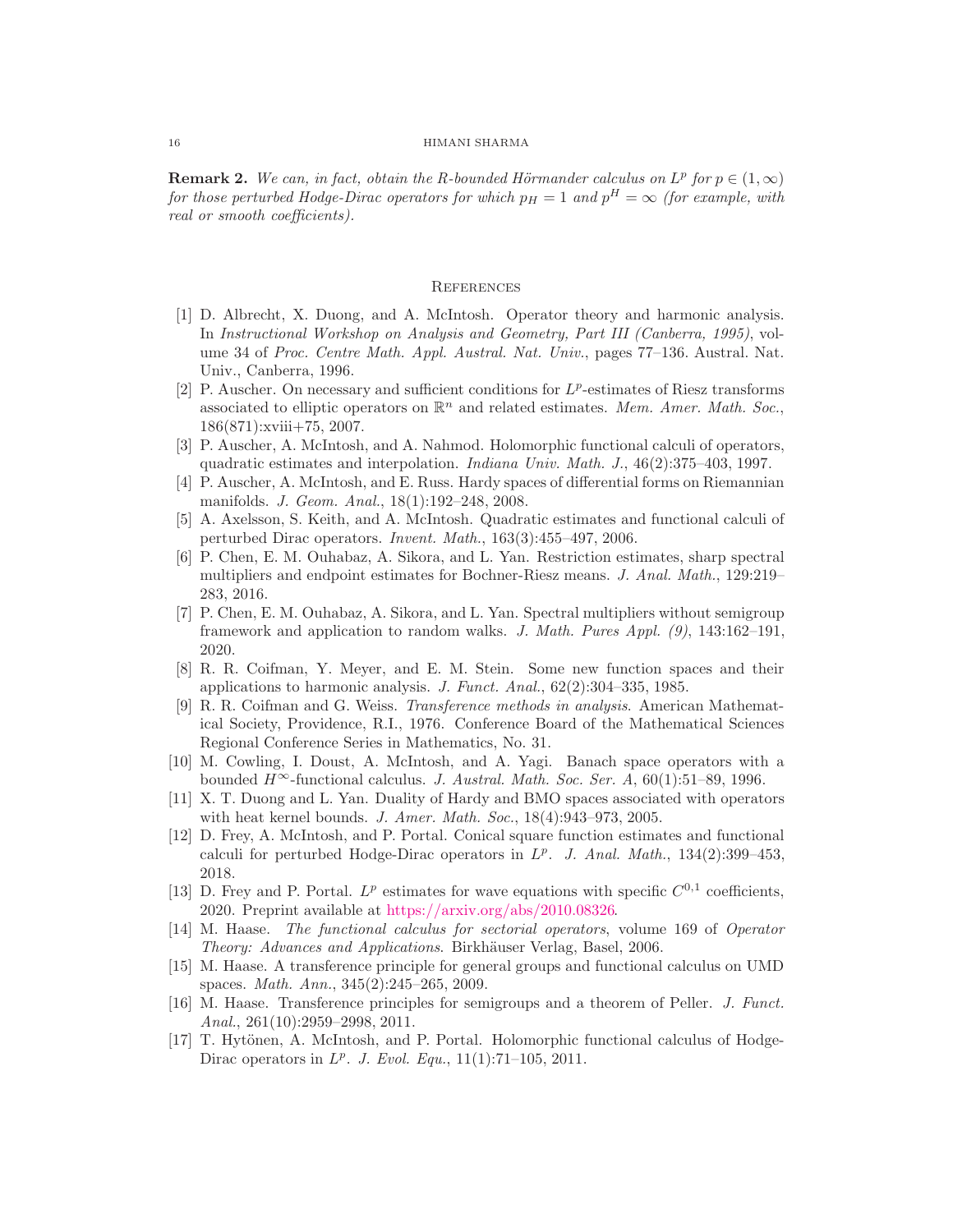**Remark 2.** *We can, in fact, obtain the R-bounded Hörmander calculus on $L^p$ for $p \in (1, \infty)$ for those perturbed Hodge-Dirac operators for which $p_H = 1$ and $p^H = \infty$ (for example, with real or smooth coefficients).*

## References

[1] D. Albrecht, X. Duong, and A. McIntosh. Operator theory and harmonic analysis. In *Instructional Workshop on Analysis and Geometry, Part III (Canberra, 1995)*, volume 34 of *Proc. Centre Math. Appl. Austral. Nat. Univ.*, pages 77–136. Austral. Nat. Univ., Canberra, 1996.

[2] P. Auscher. On necessary and sufficient conditions for $L^p$-estimates of Riesz transforms associated to elliptic operators on $\mathbb{R}^n$ and related estimates. *Mem. Amer. Math. Soc.*, 186(871):xviii+75, 2007.

[3] P. Auscher, A. McIntosh, and A. Nahmod. Holomorphic functional calculi of operators, quadratic estimates and interpolation. *Indiana Univ. Math. J.*, 46(2):375–403, 1997.

[4] P. Auscher, A. McIntosh, and E. Russ. Hardy spaces of differential forms on Riemannian manifolds. *J. Geom. Anal.*, 18(1):192–248, 2008.

[5] A. Axelsson, S. Keith, and A. McIntosh. Quadratic estimates and functional calculi of perturbed Dirac operators. *Invent. Math.*, 163(3):455–497, 2006.

[6] P. Chen, E. M. Ouhabaz, A. Sikora, and L. Yan. Restriction estimates, sharp spectral multipliers and endpoint estimates for Bochner-Riesz means. *J. Anal. Math.*, 129:219–283, 2016.

[7] P. Chen, E. M. Ouhabaz, A. Sikora, and L. Yan. Spectral multipliers without semigroup framework and application to random walks. *J. Math. Pures Appl. (9)*, 143:162–191, 2020.

[8] R. R. Coifman, Y. Meyer, and E. M. Stein. Some new function spaces and their applications to harmonic analysis. *J. Funct. Anal.*, 62(2):304–335, 1985.

[9] R. R. Coifman and G. Weiss. *Transference methods in analysis*. American Mathematical Society, Providence, R.I., 1976. Conference Board of the Mathematical Sciences Regional Conference Series in Mathematics, No. 31.

[10] M. Cowling, I. Doust, A. McIntosh, and A. Yagi. Banach space operators with a bounded $H^\infty$-functional calculus. *J. Austral. Math. Soc. Ser. A*, 60(1):51–89, 1996.

[11] X. T. Duong and L. Yan. Duality of Hardy and BMO spaces associated with operators with heat kernel bounds. *J. Amer. Math. Soc.*, 18(4):943–973, 2005.

[12] D. Frey, A. McIntosh, and P. Portal. Conical square function estimates and functional calculi for perturbed Hodge-Dirac operators in $L^p$. *J. Anal. Math.*, 134(2):399–453, 2018.

[13] D. Frey and P. Portal. $L^p$ estimates for wave equations with specific $C^{0,1}$ coefficients, 2020. Preprint available at https://arxiv.org/abs/2010.08326.

[14] M. Haase. *The functional calculus for sectorial operators*, volume 169 of *Operator Theory: Advances and Applications*. Birkhäuser Verlag, Basel, 2006.

[15] M. Haase. A transference principle for general groups and functional calculus on UMD spaces. *Math. Ann.*, 345(2):245–265, 2009.

[16] M. Haase. Transference principles for semigroups and a theorem of Peller. *J. Funct. Anal.*, 261(10):2959–2998, 2011.

[17] T. Hytönen, A. McIntosh, and P. Portal. Holomorphic functional calculus of Hodge-Dirac operators in $L^p$. *J. Evol. Equ.*, 11(1):71–105, 2011.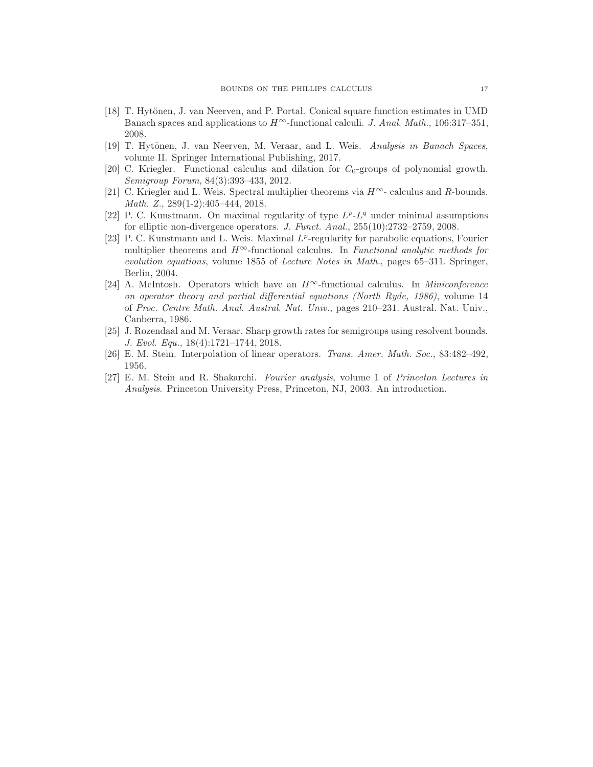[18] T. Hytönen, J. van Neerven, and P. Portal. Conical square function estimates in UMD Banach spaces and applications to $H^\infty$-functional calculi. *J. Anal. Math.*, 106:317–351, 2008.

[19] T. Hytönen, J. van Neerven, M. Veraar, and L. Weis. *Analysis in Banach Spaces*, volume II. Springer International Publishing, 2017.

[20] C. Kriegler. Functional calculus and dilation for $C_0$-groups of polynomial growth. *Semigroup Forum*, 84(3):393–433, 2012.

[21] C. Kriegler and L. Weis. Spectral multiplier theorems via $H^\infty$- calculus and $R$-bounds. *Math. Z.*, 289(1-2):405–444, 2018.

[22] P. C. Kunstmann. On maximal regularity of type $L^p$-$L^q$ under minimal assumptions for elliptic non-divergence operators. *J. Funct. Anal.*, 255(10):2732–2759, 2008.

[23] P. C. Kunstmann and L. Weis. Maximal $L^p$-regularity for parabolic equations, Fourier multiplier theorems and $H^\infty$-functional calculus. In *Functional analytic methods for evolution equations*, volume 1855 of *Lecture Notes in Math.*, pages 65–311. Springer, Berlin, 2004.

[24] A. McIntosh. Operators which have an $H^\infty$-functional calculus. In *Miniconference on operator theory and partial differential equations (North Ryde, 1986)*, volume 14 of *Proc. Centre Math. Anal. Austral. Nat. Univ.*, pages 210–231. Austral. Nat. Univ., Canberra, 1986.

[25] J. Rozendaal and M. Veraar. Sharp growth rates for semigroups using resolvent bounds. *J. Evol. Equ.*, 18(4):1721–1744, 2018.

[26] E. M. Stein. Interpolation of linear operators. *Trans. Amer. Math. Soc.*, 83:482–492, 1956.

[27] E. M. Stein and R. Shakarchi. *Fourier analysis*, volume 1 of *Princeton Lectures in Analysis*. Princeton University Press, Princeton, NJ, 2003. An introduction.